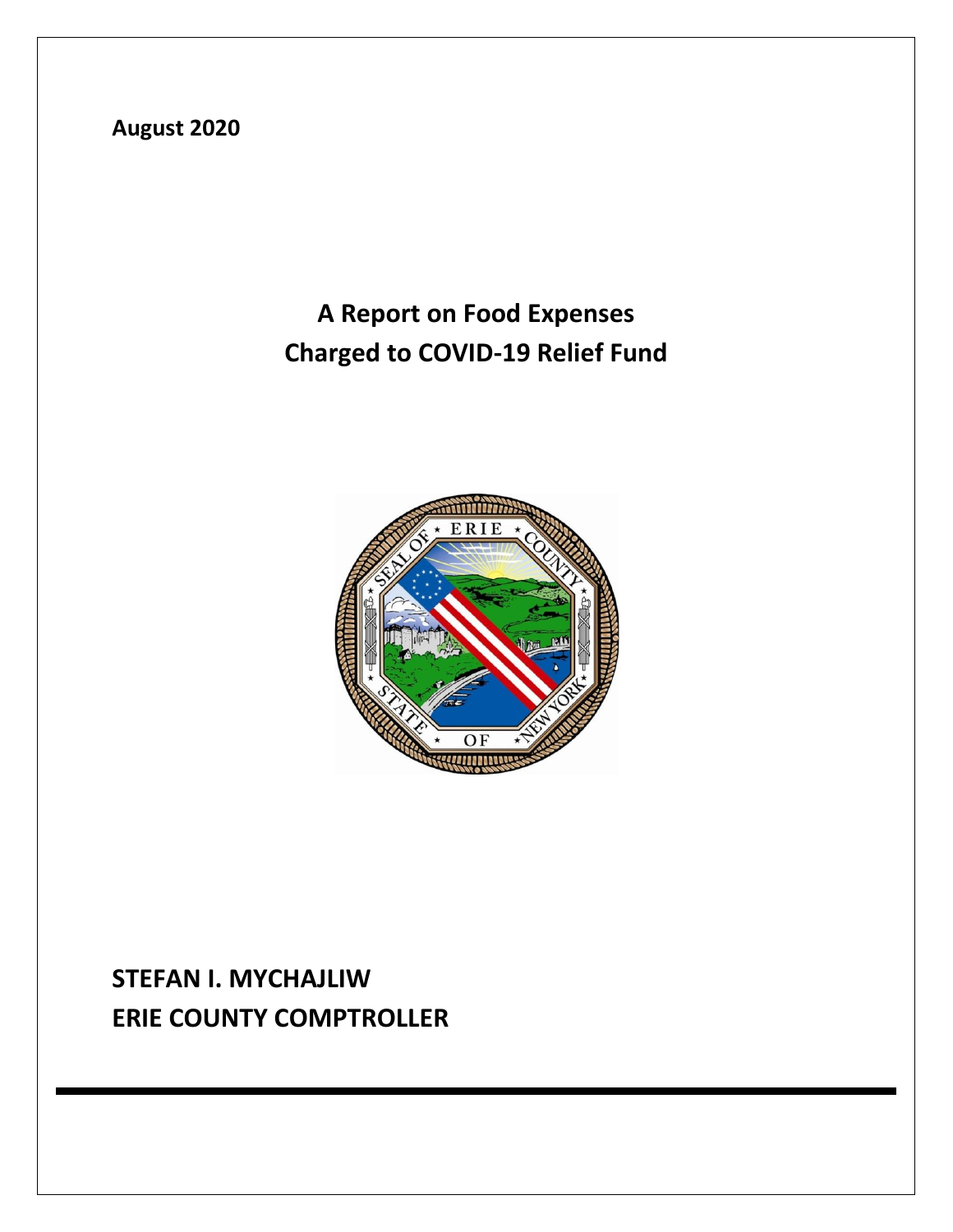August 2020

# A Report on Food Expenses Charged to COVID-19 Relief Fund

## STEFAN I. MYCHAJLIW
## ERIE COUNTY COMPTROLLER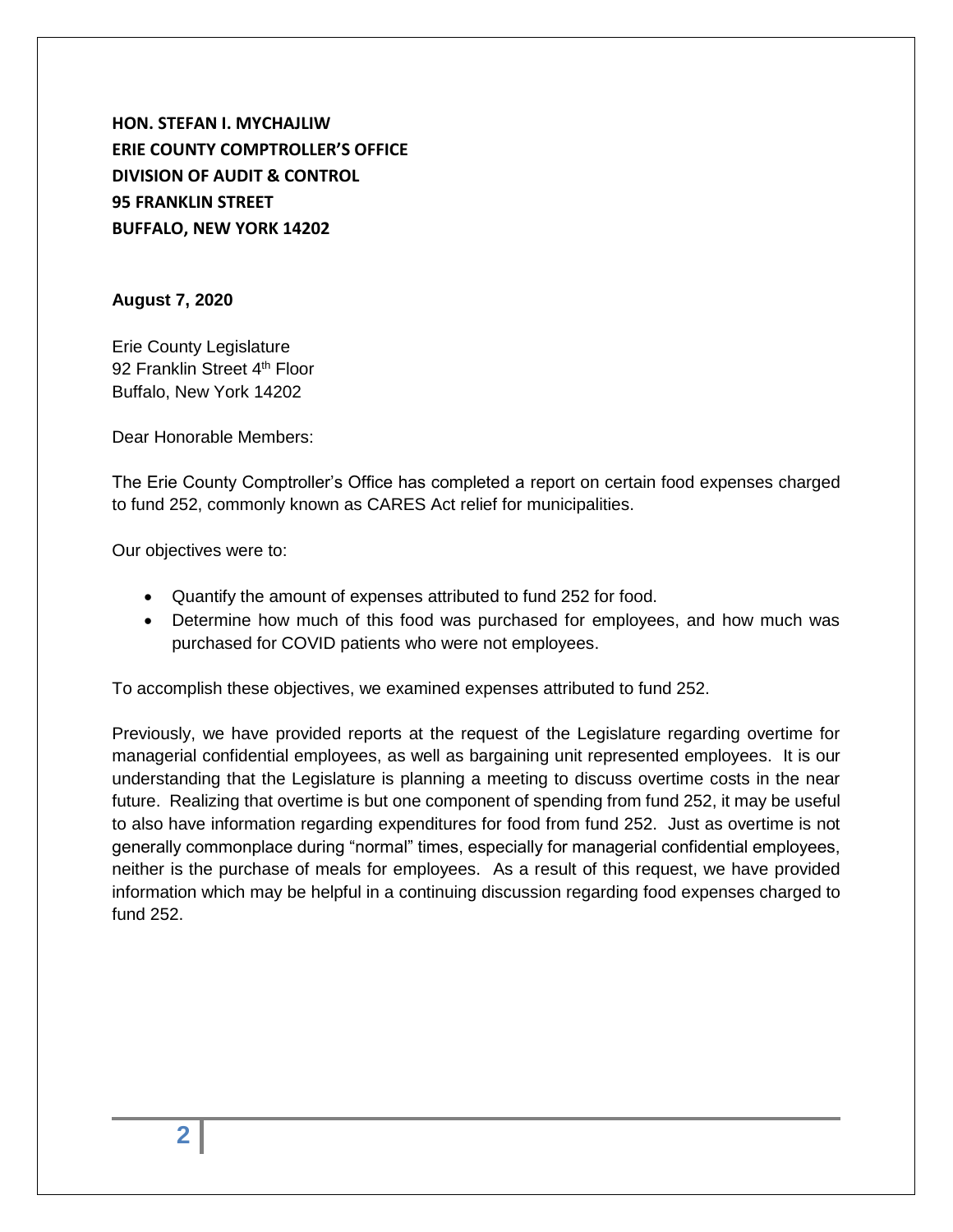**HON. STEFAN I. MYCHAJLIW**
**ERIE COUNTY COMPTROLLER'S OFFICE**
**DIVISION OF AUDIT & CONTROL**
**95 FRANKLIN STREET**
**BUFFALO, NEW YORK 14202**

**August 7, 2020**

Erie County Legislature
92 Franklin Street 4th Floor
Buffalo, New York 14202

Dear Honorable Members:

The Erie County Comptroller's Office has completed a report on certain food expenses charged to fund 252, commonly known as CARES Act relief for municipalities.

Our objectives were to:

- Quantify the amount of expenses attributed to fund 252 for food.
- Determine how much of this food was purchased for employees, and how much was purchased for COVID patients who were not employees.

To accomplish these objectives, we examined expenses attributed to fund 252.

Previously, we have provided reports at the request of the Legislature regarding overtime for managerial confidential employees, as well as bargaining unit represented employees. It is our understanding that the Legislature is planning a meeting to discuss overtime costs in the near future. Realizing that overtime is but one component of spending from fund 252, it may be useful to also have information regarding expenditures for food from fund 252. Just as overtime is not generally commonplace during "normal" times, especially for managerial confidential employees, neither is the purchase of meals for employees. As a result of this request, we have provided information which may be helpful in a continuing discussion regarding food expenses charged to fund 252.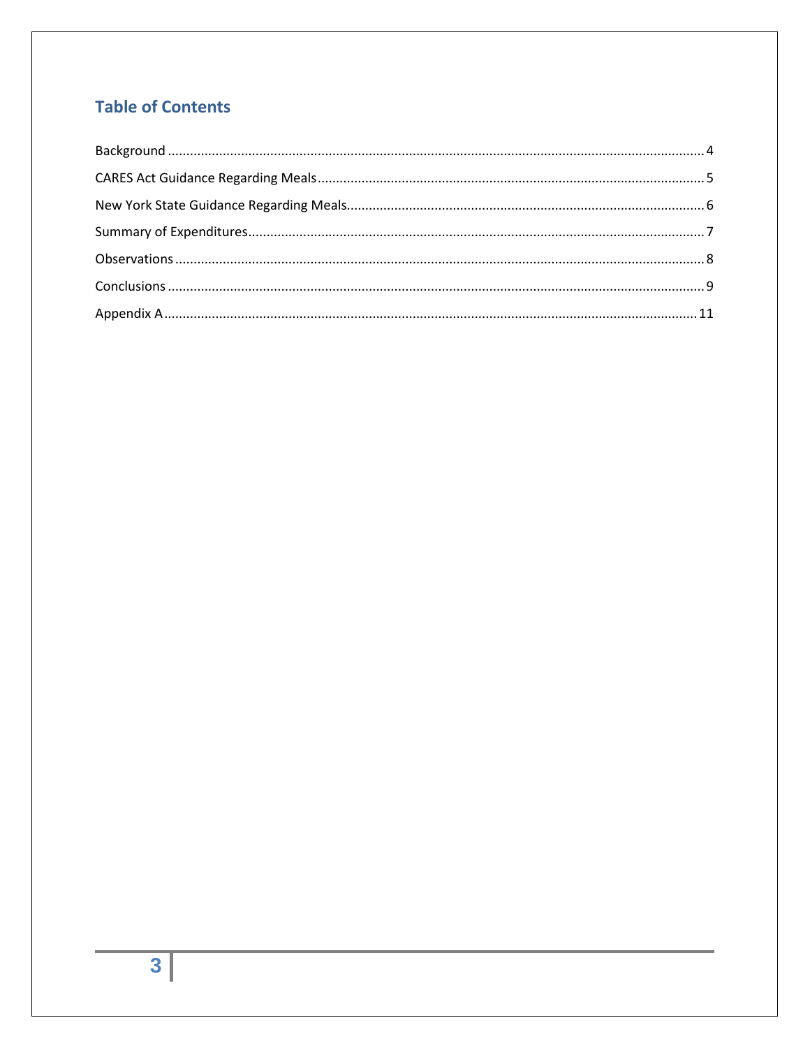## Table of Contents

Background ..... 4

CARES Act Guidance Regarding Meals ..... 5

New York State Guidance Regarding Meals ..... 6

Summary of Expenditures ..... 7

Observations ..... 8

Conclusions ..... 9

Appendix A ..... 11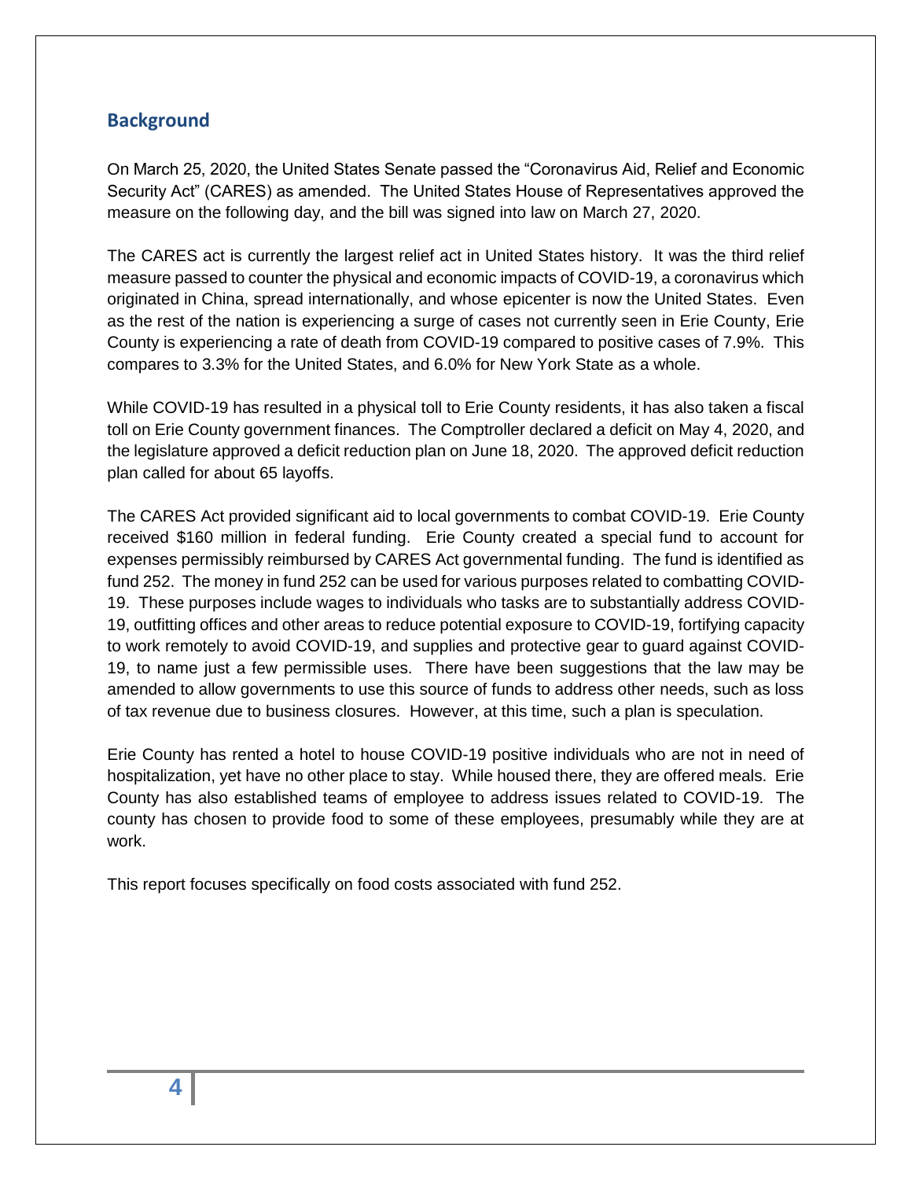## Background

On March 25, 2020, the United States Senate passed the "Coronavirus Aid, Relief and Economic Security Act" (CARES) as amended. The United States House of Representatives approved the measure on the following day, and the bill was signed into law on March 27, 2020.

The CARES act is currently the largest relief act in United States history. It was the third relief measure passed to counter the physical and economic impacts of COVID-19, a coronavirus which originated in China, spread internationally, and whose epicenter is now the United States. Even as the rest of the nation is experiencing a surge of cases not currently seen in Erie County, Erie County is experiencing a rate of death from COVID-19 compared to positive cases of 7.9%. This compares to 3.3% for the United States, and 6.0% for New York State as a whole.

While COVID-19 has resulted in a physical toll to Erie County residents, it has also taken a fiscal toll on Erie County government finances. The Comptroller declared a deficit on May 4, 2020, and the legislature approved a deficit reduction plan on June 18, 2020. The approved deficit reduction plan called for about 65 layoffs.

The CARES Act provided significant aid to local governments to combat COVID-19. Erie County received $160 million in federal funding. Erie County created a special fund to account for expenses permissibly reimbursed by CARES Act governmental funding. The fund is identified as fund 252. The money in fund 252 can be used for various purposes related to combatting COVID-19. These purposes include wages to individuals who tasks are to substantially address COVID-19, outfitting offices and other areas to reduce potential exposure to COVID-19, fortifying capacity to work remotely to avoid COVID-19, and supplies and protective gear to guard against COVID-19, to name just a few permissible uses. There have been suggestions that the law may be amended to allow governments to use this source of funds to address other needs, such as loss of tax revenue due to business closures. However, at this time, such a plan is speculation.

Erie County has rented a hotel to house COVID-19 positive individuals who are not in need of hospitalization, yet have no other place to stay. While housed there, they are offered meals. Erie County has also established teams of employee to address issues related to COVID-19. The county has chosen to provide food to some of these employees, presumably while they are at work.

This report focuses specifically on food costs associated with fund 252.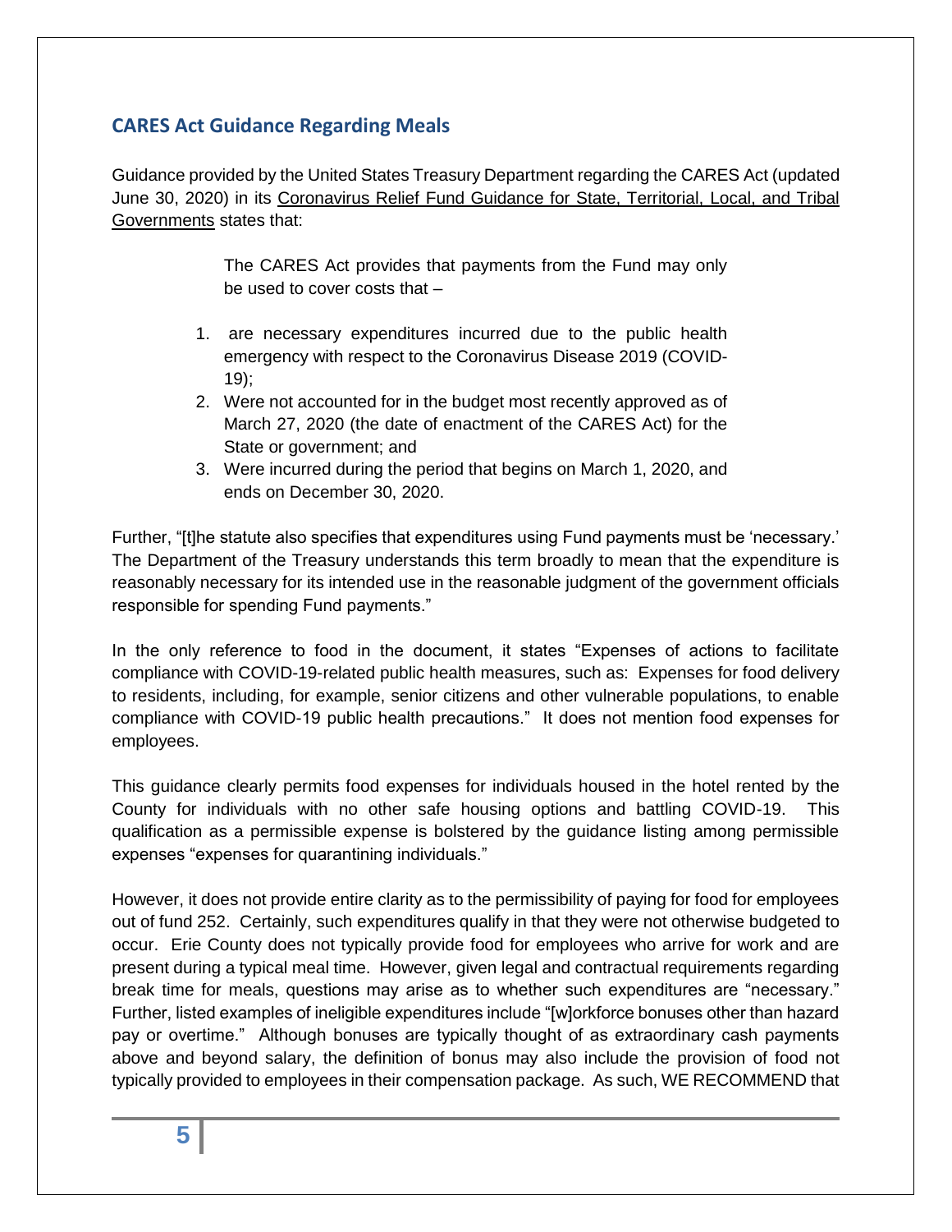## CARES Act Guidance Regarding Meals

Guidance provided by the United States Treasury Department regarding the CARES Act (updated June 30, 2020) in its Coronavirus Relief Fund Guidance for State, Territorial, Local, and Tribal Governments states that:

> The CARES Act provides that payments from the Fund may only be used to cover costs that –
>
> 1. are necessary expenditures incurred due to the public health emergency with respect to the Coronavirus Disease 2019 (COVID-19);
> 2. Were not accounted for in the budget most recently approved as of March 27, 2020 (the date of enactment of the CARES Act) for the State or government; and
> 3. Were incurred during the period that begins on March 1, 2020, and ends on December 30, 2020.

Further, "[t]he statute also specifies that expenditures using Fund payments must be 'necessary.' The Department of the Treasury understands this term broadly to mean that the expenditure is reasonably necessary for its intended use in the reasonable judgment of the government officials responsible for spending Fund payments."

In the only reference to food in the document, it states "Expenses of actions to facilitate compliance with COVID-19-related public health measures, such as: Expenses for food delivery to residents, including, for example, senior citizens and other vulnerable populations, to enable compliance with COVID-19 public health precautions." It does not mention food expenses for employees.

This guidance clearly permits food expenses for individuals housed in the hotel rented by the County for individuals with no other safe housing options and battling COVID-19. This qualification as a permissible expense is bolstered by the guidance listing among permissible expenses "expenses for quarantining individuals."

However, it does not provide entire clarity as to the permissibility of paying for food for employees out of fund 252. Certainly, such expenditures qualify in that they were not otherwise budgeted to occur. Erie County does not typically provide food for employees who arrive for work and are present during a typical meal time. However, given legal and contractual requirements regarding break time for meals, questions may arise as to whether such expenditures are "necessary." Further, listed examples of ineligible expenditures include "[w]orkforce bonuses other than hazard pay or overtime." Although bonuses are typically thought of as extraordinary cash payments above and beyond salary, the definition of bonus may also include the provision of food not typically provided to employees in their compensation package. As such, WE RECOMMEND that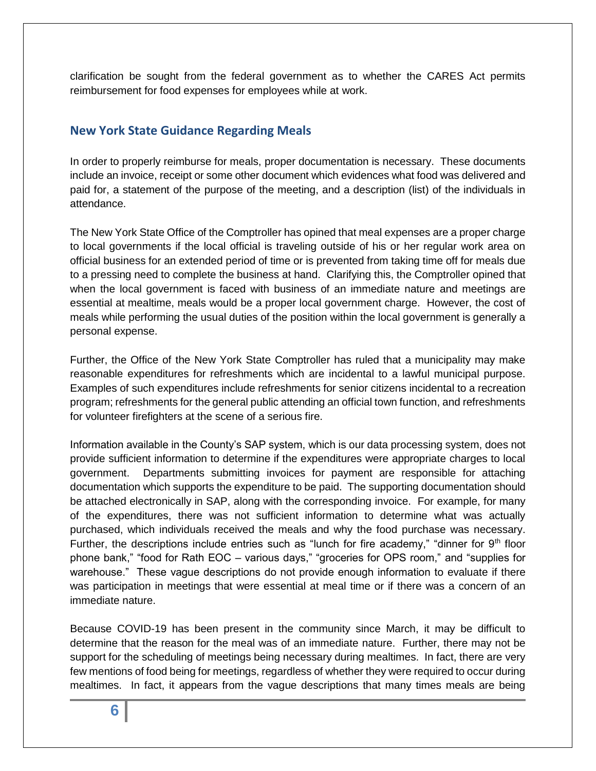clarification be sought from the federal government as to whether the CARES Act permits reimbursement for food expenses for employees while at work.

## New York State Guidance Regarding Meals

In order to properly reimburse for meals, proper documentation is necessary. These documents include an invoice, receipt or some other document which evidences what food was delivered and paid for, a statement of the purpose of the meeting, and a description (list) of the individuals in attendance.

The New York State Office of the Comptroller has opined that meal expenses are a proper charge to local governments if the local official is traveling outside of his or her regular work area on official business for an extended period of time or is prevented from taking time off for meals due to a pressing need to complete the business at hand. Clarifying this, the Comptroller opined that when the local government is faced with business of an immediate nature and meetings are essential at mealtime, meals would be a proper local government charge. However, the cost of meals while performing the usual duties of the position within the local government is generally a personal expense.

Further, the Office of the New York State Comptroller has ruled that a municipality may make reasonable expenditures for refreshments which are incidental to a lawful municipal purpose. Examples of such expenditures include refreshments for senior citizens incidental to a recreation program; refreshments for the general public attending an official town function, and refreshments for volunteer firefighters at the scene of a serious fire.

Information available in the County's SAP system, which is our data processing system, does not provide sufficient information to determine if the expenditures were appropriate charges to local government. Departments submitting invoices for payment are responsible for attaching documentation which supports the expenditure to be paid. The supporting documentation should be attached electronically in SAP, along with the corresponding invoice. For example, for many of the expenditures, there was not sufficient information to determine what was actually purchased, which individuals received the meals and why the food purchase was necessary. Further, the descriptions include entries such as "lunch for fire academy," "dinner for 9th floor phone bank," "food for Rath EOC – various days," "groceries for OPS room," and "supplies for warehouse." These vague descriptions do not provide enough information to evaluate if there was participation in meetings that were essential at meal time or if there was a concern of an immediate nature.

Because COVID-19 has been present in the community since March, it may be difficult to determine that the reason for the meal was of an immediate nature. Further, there may not be support for the scheduling of meetings being necessary during mealtimes. In fact, there are very few mentions of food being for meetings, regardless of whether they were required to occur during mealtimes. In fact, it appears from the vague descriptions that many times meals are being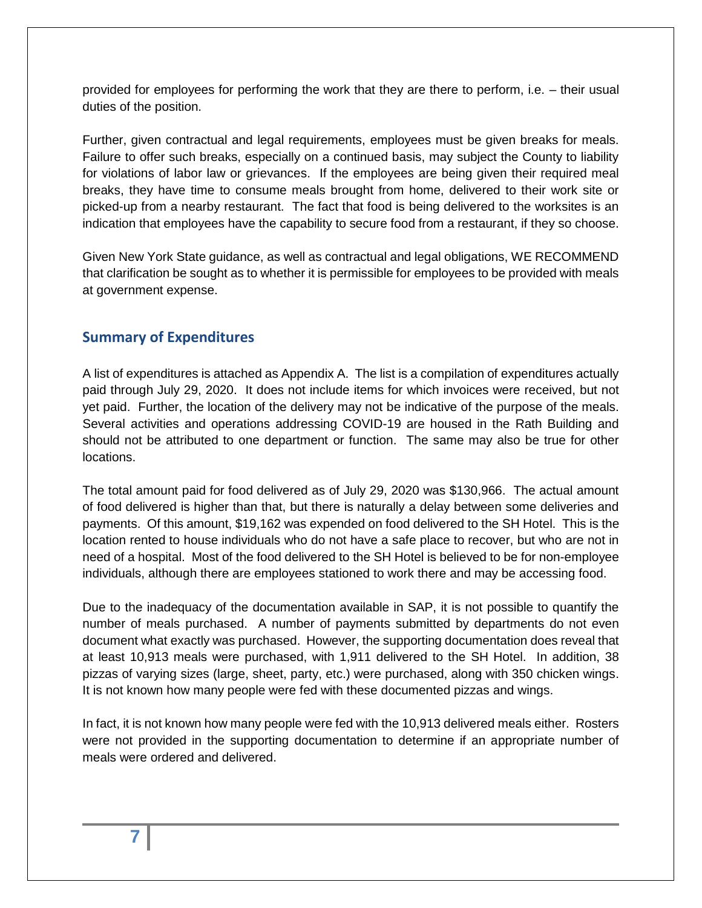provided for employees for performing the work that they are there to perform, i.e. – their usual duties of the position.

Further, given contractual and legal requirements, employees must be given breaks for meals. Failure to offer such breaks, especially on a continued basis, may subject the County to liability for violations of labor law or grievances. If the employees are being given their required meal breaks, they have time to consume meals brought from home, delivered to their work site or picked-up from a nearby restaurant. The fact that food is being delivered to the worksites is an indication that employees have the capability to secure food from a restaurant, if they so choose.

Given New York State guidance, as well as contractual and legal obligations, WE RECOMMEND that clarification be sought as to whether it is permissible for employees to be provided with meals at government expense.

## Summary of Expenditures

A list of expenditures is attached as Appendix A. The list is a compilation of expenditures actually paid through July 29, 2020. It does not include items for which invoices were received, but not yet paid. Further, the location of the delivery may not be indicative of the purpose of the meals. Several activities and operations addressing COVID-19 are housed in the Rath Building and should not be attributed to one department or function. The same may also be true for other locations.

The total amount paid for food delivered as of July 29, 2020 was $130,966. The actual amount of food delivered is higher than that, but there is naturally a delay between some deliveries and payments. Of this amount, $19,162 was expended on food delivered to the SH Hotel. This is the location rented to house individuals who do not have a safe place to recover, but who are not in need of a hospital. Most of the food delivered to the SH Hotel is believed to be for non-employee individuals, although there are employees stationed to work there and may be accessing food.

Due to the inadequacy of the documentation available in SAP, it is not possible to quantify the number of meals purchased. A number of payments submitted by departments do not even document what exactly was purchased. However, the supporting documentation does reveal that at least 10,913 meals were purchased, with 1,911 delivered to the SH Hotel. In addition, 38 pizzas of varying sizes (large, sheet, party, etc.) were purchased, along with 350 chicken wings. It is not known how many people were fed with these documented pizzas and wings.

In fact, it is not known how many people were fed with the 10,913 delivered meals either. Rosters were not provided in the supporting documentation to determine if an appropriate number of meals were ordered and delivered.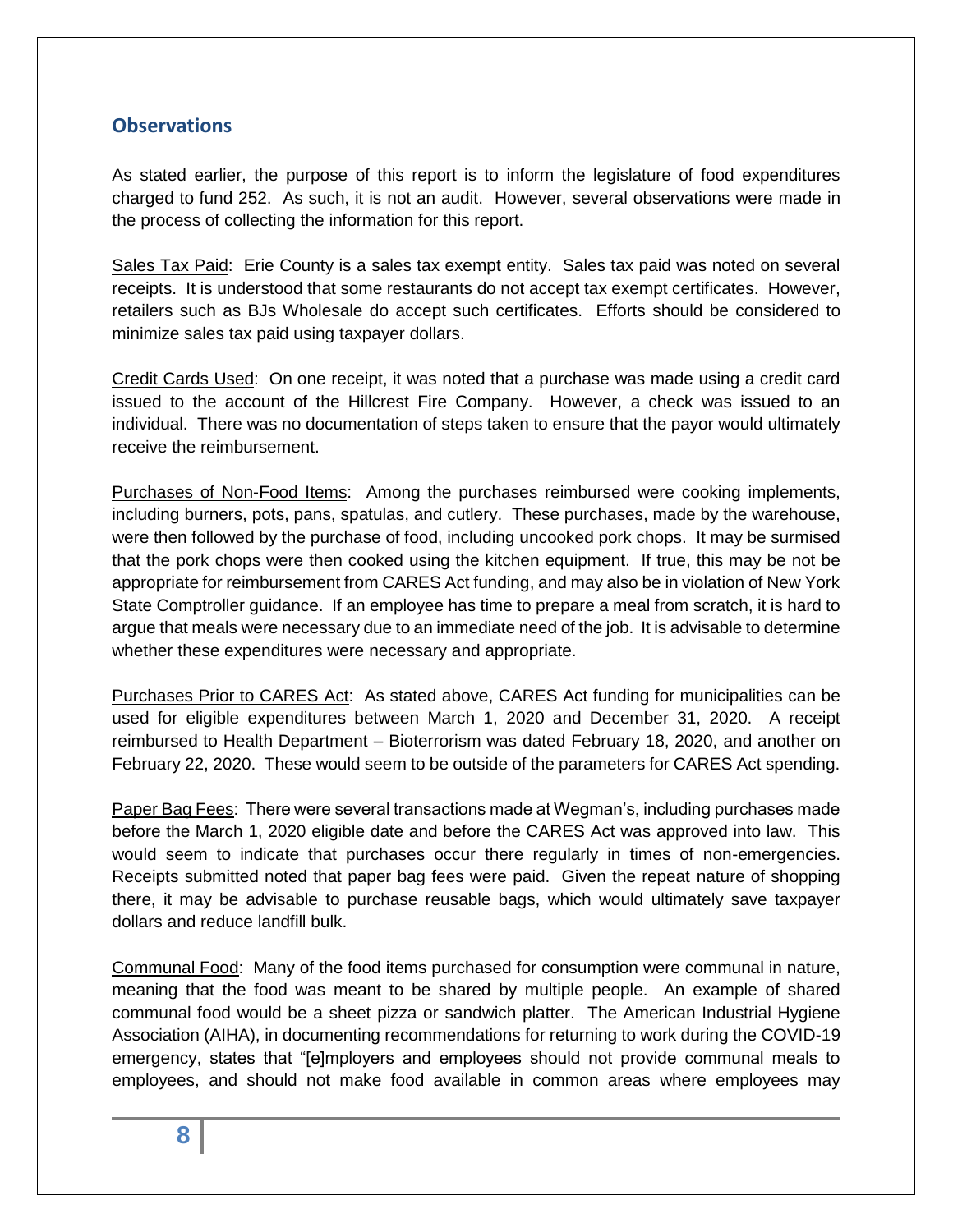## Observations

As stated earlier, the purpose of this report is to inform the legislature of food expenditures charged to fund 252. As such, it is not an audit. However, several observations were made in the process of collecting the information for this report.

Sales Tax Paid: Erie County is a sales tax exempt entity. Sales tax paid was noted on several receipts. It is understood that some restaurants do not accept tax exempt certificates. However, retailers such as BJs Wholesale do accept such certificates. Efforts should be considered to minimize sales tax paid using taxpayer dollars.

Credit Cards Used: On one receipt, it was noted that a purchase was made using a credit card issued to the account of the Hillcrest Fire Company. However, a check was issued to an individual. There was no documentation of steps taken to ensure that the payor would ultimately receive the reimbursement.

Purchases of Non-Food Items: Among the purchases reimbursed were cooking implements, including burners, pots, pans, spatulas, and cutlery. These purchases, made by the warehouse, were then followed by the purchase of food, including uncooked pork chops. It may be surmised that the pork chops were then cooked using the kitchen equipment. If true, this may be not be appropriate for reimbursement from CARES Act funding, and may also be in violation of New York State Comptroller guidance. If an employee has time to prepare a meal from scratch, it is hard to argue that meals were necessary due to an immediate need of the job. It is advisable to determine whether these expenditures were necessary and appropriate.

Purchases Prior to CARES Act: As stated above, CARES Act funding for municipalities can be used for eligible expenditures between March 1, 2020 and December 31, 2020. A receipt reimbursed to Health Department – Bioterrorism was dated February 18, 2020, and another on February 22, 2020. These would seem to be outside of the parameters for CARES Act spending.

Paper Bag Fees: There were several transactions made at Wegman's, including purchases made before the March 1, 2020 eligible date and before the CARES Act was approved into law. This would seem to indicate that purchases occur there regularly in times of non-emergencies. Receipts submitted noted that paper bag fees were paid. Given the repeat nature of shopping there, it may be advisable to purchase reusable bags, which would ultimately save taxpayer dollars and reduce landfill bulk.

Communal Food: Many of the food items purchased for consumption were communal in nature, meaning that the food was meant to be shared by multiple people. An example of shared communal food would be a sheet pizza or sandwich platter. The American Industrial Hygiene Association (AIHA), in documenting recommendations for returning to work during the COVID-19 emergency, states that "[e]mployers and employees should not provide communal meals to employees, and should not make food available in common areas where employees may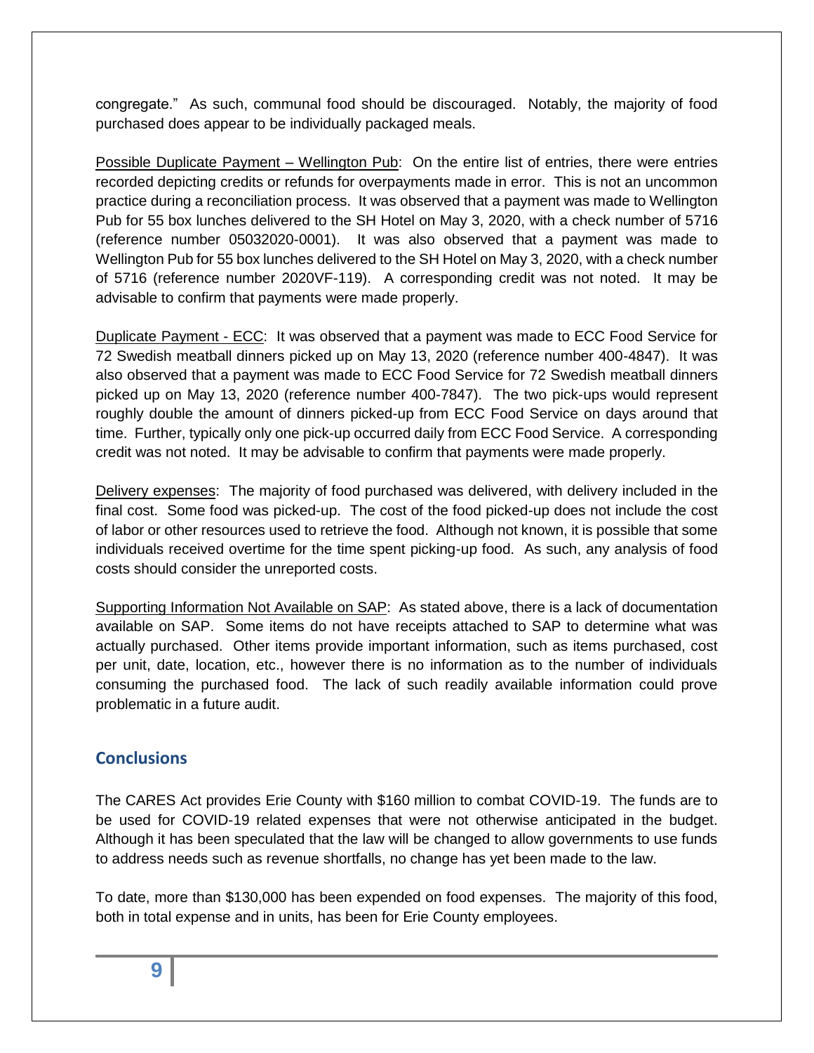congregate." As such, communal food should be discouraged. Notably, the majority of food purchased does appear to be individually packaged meals.

Possible Duplicate Payment – Wellington Pub: On the entire list of entries, there were entries recorded depicting credits or refunds for overpayments made in error. This is not an uncommon practice during a reconciliation process. It was observed that a payment was made to Wellington Pub for 55 box lunches delivered to the SH Hotel on May 3, 2020, with a check number of 5716 (reference number 05032020-0001). It was also observed that a payment was made to Wellington Pub for 55 box lunches delivered to the SH Hotel on May 3, 2020, with a check number of 5716 (reference number 2020VF-119). A corresponding credit was not noted. It may be advisable to confirm that payments were made properly.

Duplicate Payment - ECC: It was observed that a payment was made to ECC Food Service for 72 Swedish meatball dinners picked up on May 13, 2020 (reference number 400-4847). It was also observed that a payment was made to ECC Food Service for 72 Swedish meatball dinners picked up on May 13, 2020 (reference number 400-7847). The two pick-ups would represent roughly double the amount of dinners picked-up from ECC Food Service on days around that time. Further, typically only one pick-up occurred daily from ECC Food Service. A corresponding credit was not noted. It may be advisable to confirm that payments were made properly.

Delivery expenses: The majority of food purchased was delivered, with delivery included in the final cost. Some food was picked-up. The cost of the food picked-up does not include the cost of labor or other resources used to retrieve the food. Although not known, it is possible that some individuals received overtime for the time spent picking-up food. As such, any analysis of food costs should consider the unreported costs.

Supporting Information Not Available on SAP: As stated above, there is a lack of documentation available on SAP. Some items do not have receipts attached to SAP to determine what was actually purchased. Other items provide important information, such as items purchased, cost per unit, date, location, etc., however there is no information as to the number of individuals consuming the purchased food. The lack of such readily available information could prove problematic in a future audit.

## Conclusions

The CARES Act provides Erie County with $160 million to combat COVID-19. The funds are to be used for COVID-19 related expenses that were not otherwise anticipated in the budget. Although it has been speculated that the law will be changed to allow governments to use funds to address needs such as revenue shortfalls, no change has yet been made to the law.

To date, more than $130,000 has been expended on food expenses. The majority of this food, both in total expense and in units, has been for Erie County employees.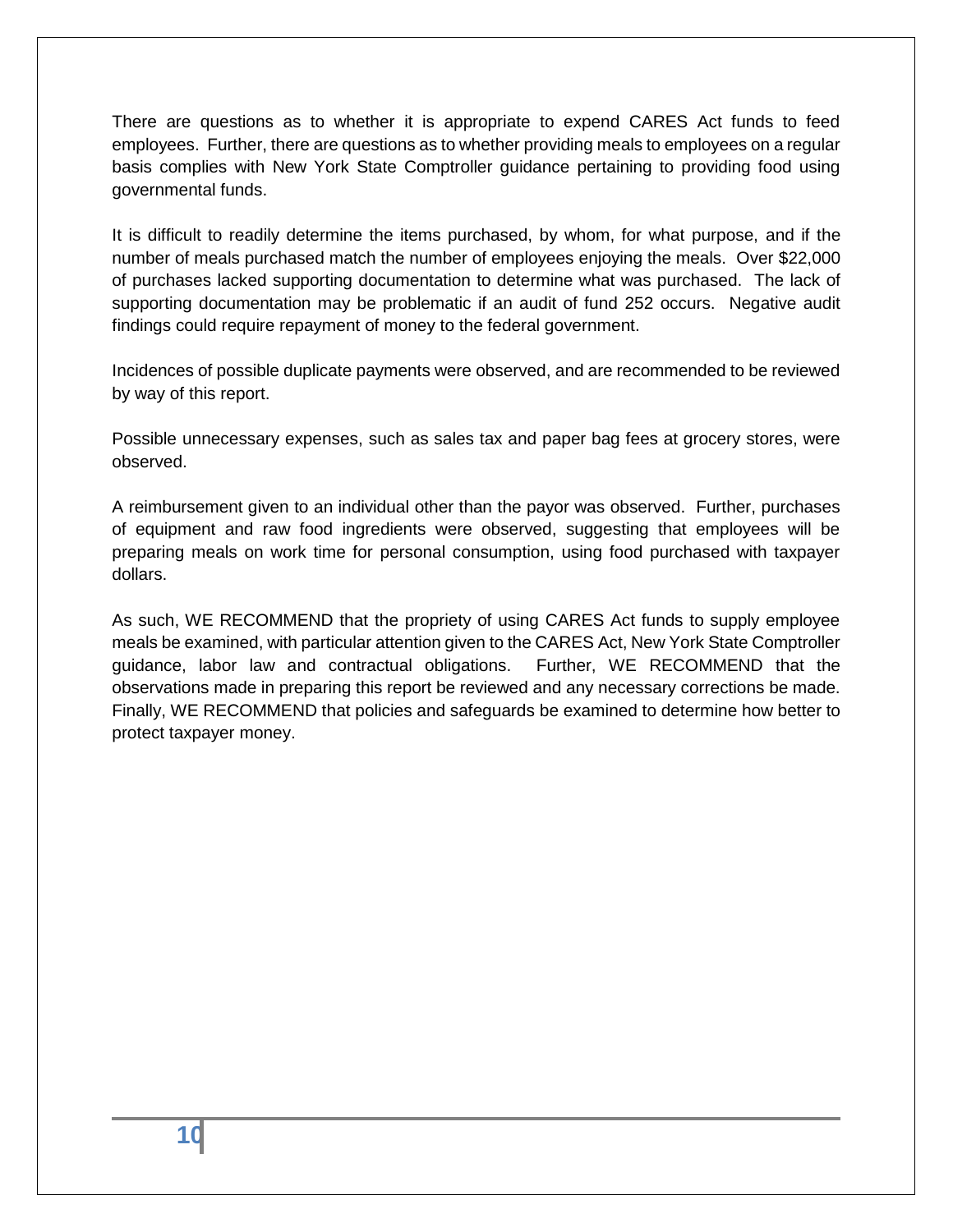There are questions as to whether it is appropriate to expend CARES Act funds to feed employees. Further, there are questions as to whether providing meals to employees on a regular basis complies with New York State Comptroller guidance pertaining to providing food using governmental funds.

It is difficult to readily determine the items purchased, by whom, for what purpose, and if the number of meals purchased match the number of employees enjoying the meals. Over $22,000 of purchases lacked supporting documentation to determine what was purchased. The lack of supporting documentation may be problematic if an audit of fund 252 occurs. Negative audit findings could require repayment of money to the federal government.

Incidences of possible duplicate payments were observed, and are recommended to be reviewed by way of this report.

Possible unnecessary expenses, such as sales tax and paper bag fees at grocery stores, were observed.

A reimbursement given to an individual other than the payor was observed. Further, purchases of equipment and raw food ingredients were observed, suggesting that employees will be preparing meals on work time for personal consumption, using food purchased with taxpayer dollars.

As such, WE RECOMMEND that the propriety of using CARES Act funds to supply employee meals be examined, with particular attention given to the CARES Act, New York State Comptroller guidance, labor law and contractual obligations. Further, WE RECOMMEND that the observations made in preparing this report be reviewed and any necessary corrections be made. Finally, WE RECOMMEND that policies and safeguards be examined to determine how better to protect taxpayer money.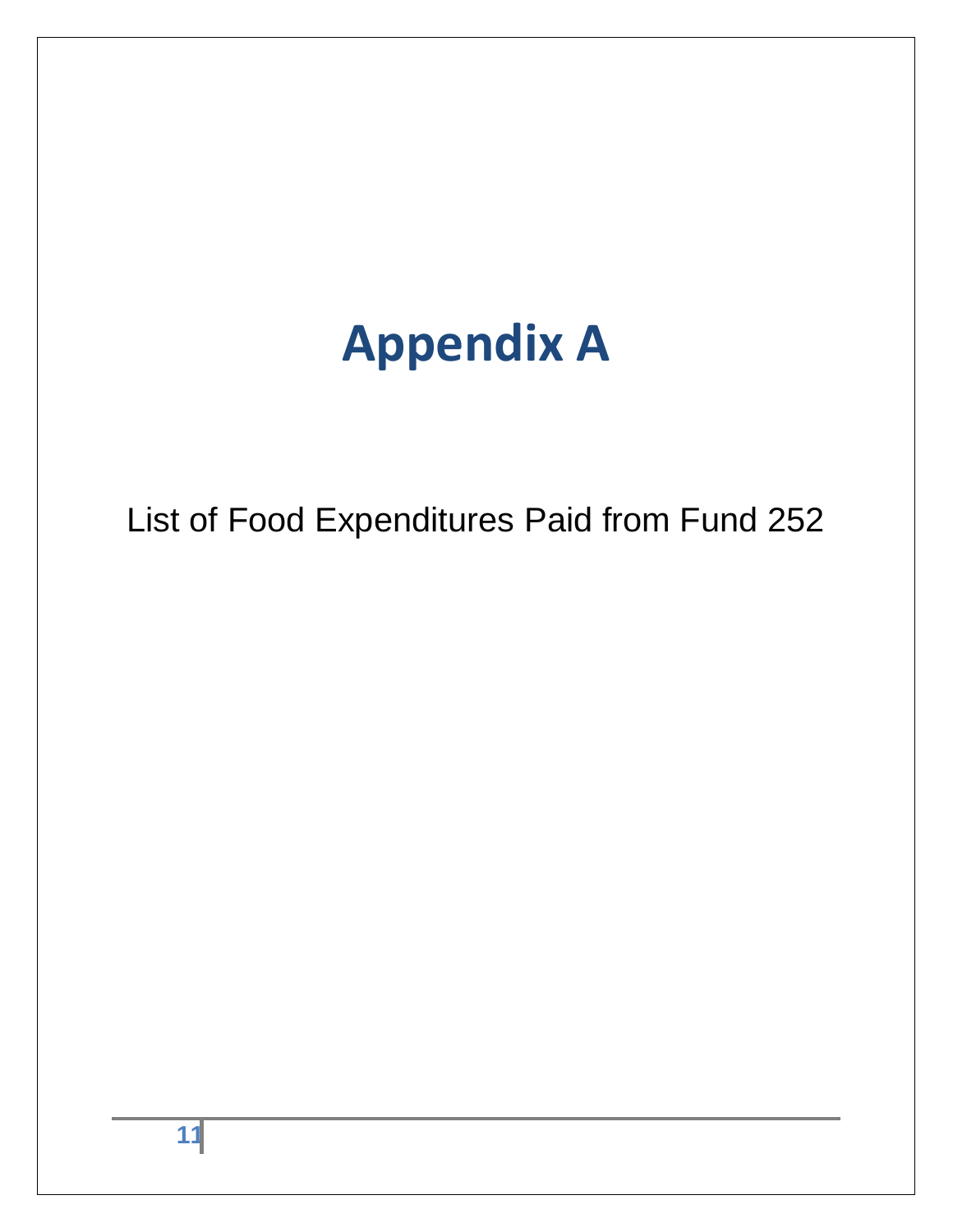# Appendix A

List of Food Expenditures Paid from Fund 252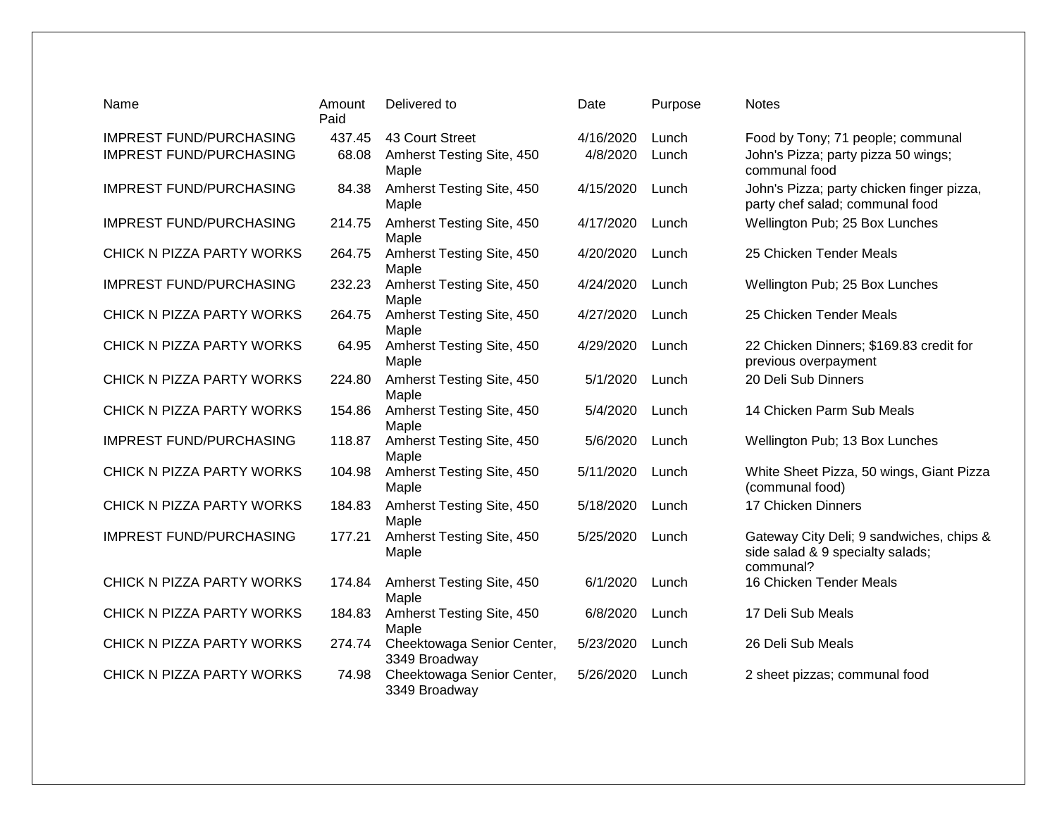| Name | Amount Paid | Delivered to | Date | Purpose | Notes |
|---|---|---|---|---|---|
| IMPREST FUND/PURCHASING | 437.45 | 43 Court Street | 4/16/2020 | Lunch | Food by Tony; 71 people; communal |
| IMPREST FUND/PURCHASING | 68.08 | Amherst Testing Site, 450 Maple | 4/8/2020 | Lunch | John's Pizza; party pizza 50 wings; communal food |
| IMPREST FUND/PURCHASING | 84.38 | Amherst Testing Site, 450 Maple | 4/15/2020 | Lunch | John's Pizza; party chicken finger pizza, party chef salad; communal food |
| IMPREST FUND/PURCHASING | 214.75 | Amherst Testing Site, 450 Maple | 4/17/2020 | Lunch | Wellington Pub; 25 Box Lunches |
| CHICK N PIZZA PARTY WORKS | 264.75 | Amherst Testing Site, 450 Maple | 4/20/2020 | Lunch | 25 Chicken Tender Meals |
| IMPREST FUND/PURCHASING | 232.23 | Amherst Testing Site, 450 Maple | 4/24/2020 | Lunch | Wellington Pub; 25 Box Lunches |
| CHICK N PIZZA PARTY WORKS | 264.75 | Amherst Testing Site, 450 Maple | 4/27/2020 | Lunch | 25 Chicken Tender Meals |
| CHICK N PIZZA PARTY WORKS | 64.95 | Amherst Testing Site, 450 Maple | 4/29/2020 | Lunch | 22 Chicken Dinners; $169.83 credit for previous overpayment |
| CHICK N PIZZA PARTY WORKS | 224.80 | Amherst Testing Site, 450 Maple | 5/1/2020 | Lunch | 20 Deli Sub Dinners |
| CHICK N PIZZA PARTY WORKS | 154.86 | Amherst Testing Site, 450 Maple | 5/4/2020 | Lunch | 14 Chicken Parm Sub Meals |
| IMPREST FUND/PURCHASING | 118.87 | Amherst Testing Site, 450 Maple | 5/6/2020 | Lunch | Wellington Pub; 13 Box Lunches |
| CHICK N PIZZA PARTY WORKS | 104.98 | Amherst Testing Site, 450 Maple | 5/11/2020 | Lunch | White Sheet Pizza, 50 wings, Giant Pizza (communal food) |
| CHICK N PIZZA PARTY WORKS | 184.83 | Amherst Testing Site, 450 Maple | 5/18/2020 | Lunch | 17 Chicken Dinners |
| IMPREST FUND/PURCHASING | 177.21 | Amherst Testing Site, 450 Maple | 5/25/2020 | Lunch | Gateway City Deli; 9 sandwiches, chips & side salad & 9 specialty salads; communal? |
| CHICK N PIZZA PARTY WORKS | 174.84 | Amherst Testing Site, 450 Maple | 6/1/2020 | Lunch | 16 Chicken Tender Meals |
| CHICK N PIZZA PARTY WORKS | 184.83 | Amherst Testing Site, 450 Maple | 6/8/2020 | Lunch | 17 Deli Sub Meals |
| CHICK N PIZZA PARTY WORKS | 274.74 | Cheektowaga Senior Center, 3349 Broadway | 5/23/2020 | Lunch | 26 Deli Sub Meals |
| CHICK N PIZZA PARTY WORKS | 74.98 | Cheektowaga Senior Center, 3349 Broadway | 5/26/2020 | Lunch | 2 sheet pizzas; communal food |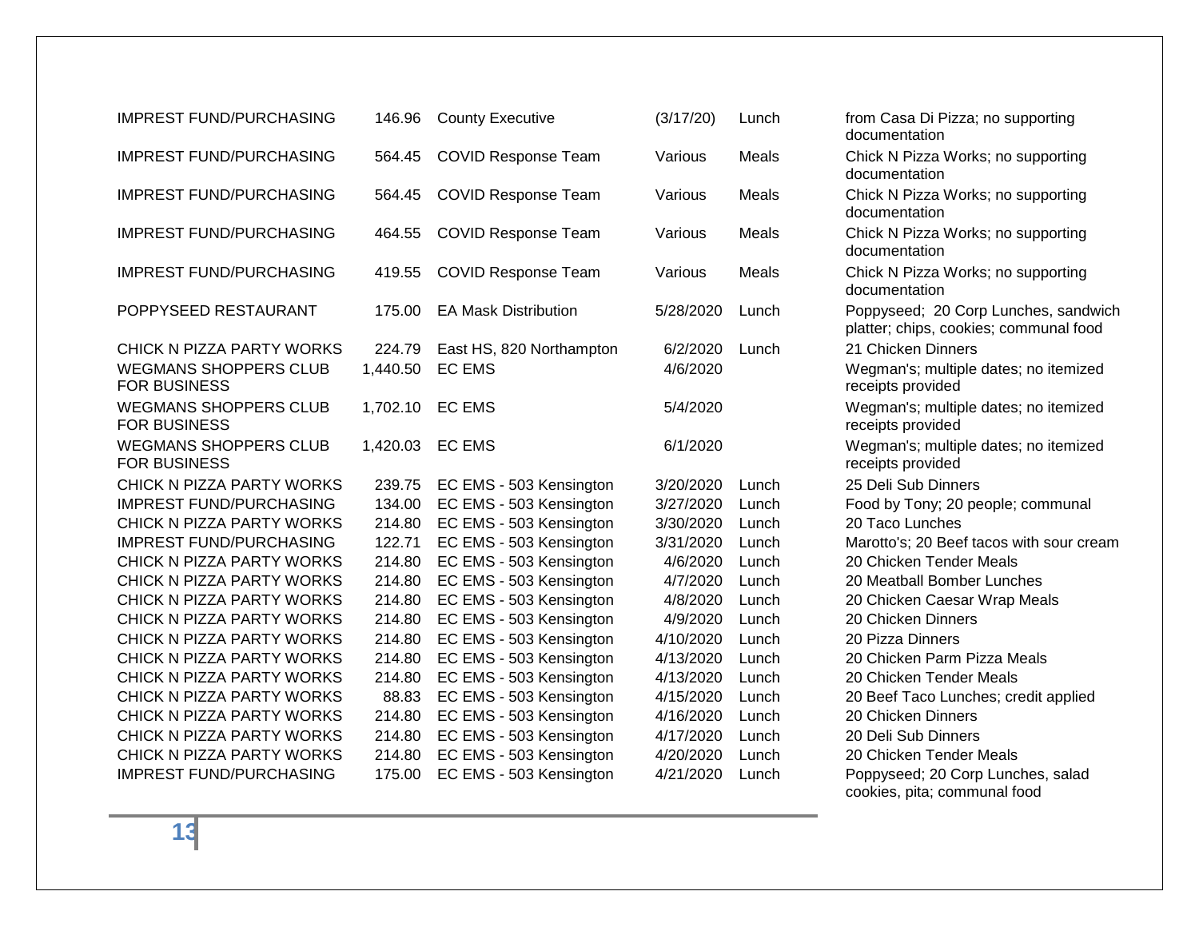| | | | | | |
|---|---|---|---|---|---|
| IMPREST FUND/PURCHASING | 146.96 | County Executive | (3/17/20) | Lunch | from Casa Di Pizza; no supporting documentation |
| IMPREST FUND/PURCHASING | 564.45 | COVID Response Team | Various | Meals | Chick N Pizza Works; no supporting documentation |
| IMPREST FUND/PURCHASING | 564.45 | COVID Response Team | Various | Meals | Chick N Pizza Works; no supporting documentation |
| IMPREST FUND/PURCHASING | 464.55 | COVID Response Team | Various | Meals | Chick N Pizza Works; no supporting documentation |
| IMPREST FUND/PURCHASING | 419.55 | COVID Response Team | Various | Meals | Chick N Pizza Works; no supporting documentation |
| POPPYSEED RESTAURANT | 175.00 | EA Mask Distribution | 5/28/2020 | Lunch | Poppyseed; 20 Corp Lunches, sandwich platter; chips, cookies; communal food |
| CHICK N PIZZA PARTY WORKS | 224.79 | East HS, 820 Northampton | 6/2/2020 | Lunch | 21 Chicken Dinners |
| WEGMANS SHOPPERS CLUB FOR BUSINESS | 1,440.50 | EC EMS | 4/6/2020 | | Wegman's; multiple dates; no itemized receipts provided |
| WEGMANS SHOPPERS CLUB FOR BUSINESS | 1,702.10 | EC EMS | 5/4/2020 | | Wegman's; multiple dates; no itemized receipts provided |
| WEGMANS SHOPPERS CLUB FOR BUSINESS | 1,420.03 | EC EMS | 6/1/2020 | | Wegman's; multiple dates; no itemized receipts provided |
| CHICK N PIZZA PARTY WORKS | 239.75 | EC EMS - 503 Kensington | 3/20/2020 | Lunch | 25 Deli Sub Dinners |
| IMPREST FUND/PURCHASING | 134.00 | EC EMS - 503 Kensington | 3/27/2020 | Lunch | Food by Tony; 20 people; communal |
| CHICK N PIZZA PARTY WORKS | 214.80 | EC EMS - 503 Kensington | 3/30/2020 | Lunch | 20 Taco Lunches |
| IMPREST FUND/PURCHASING | 122.71 | EC EMS - 503 Kensington | 3/31/2020 | Lunch | Marotto's; 20 Beef tacos with sour cream |
| CHICK N PIZZA PARTY WORKS | 214.80 | EC EMS - 503 Kensington | 4/6/2020 | Lunch | 20 Chicken Tender Meals |
| CHICK N PIZZA PARTY WORKS | 214.80 | EC EMS - 503 Kensington | 4/7/2020 | Lunch | 20 Meatball Bomber Lunches |
| CHICK N PIZZA PARTY WORKS | 214.80 | EC EMS - 503 Kensington | 4/8/2020 | Lunch | 20 Chicken Caesar Wrap Meals |
| CHICK N PIZZA PARTY WORKS | 214.80 | EC EMS - 503 Kensington | 4/9/2020 | Lunch | 20 Chicken Dinners |
| CHICK N PIZZA PARTY WORKS | 214.80 | EC EMS - 503 Kensington | 4/10/2020 | Lunch | 20 Pizza Dinners |
| CHICK N PIZZA PARTY WORKS | 214.80 | EC EMS - 503 Kensington | 4/13/2020 | Lunch | 20 Chicken Parm Pizza Meals |
| CHICK N PIZZA PARTY WORKS | 214.80 | EC EMS - 503 Kensington | 4/13/2020 | Lunch | 20 Chicken Tender Meals |
| CHICK N PIZZA PARTY WORKS | 88.83 | EC EMS - 503 Kensington | 4/15/2020 | Lunch | 20 Beef Taco Lunches; credit applied |
| CHICK N PIZZA PARTY WORKS | 214.80 | EC EMS - 503 Kensington | 4/16/2020 | Lunch | 20 Chicken Dinners |
| CHICK N PIZZA PARTY WORKS | 214.80 | EC EMS - 503 Kensington | 4/17/2020 | Lunch | 20 Deli Sub Dinners |
| CHICK N PIZZA PARTY WORKS | 214.80 | EC EMS - 503 Kensington | 4/20/2020 | Lunch | 20 Chicken Tender Meals |
| IMPREST FUND/PURCHASING | 175.00 | EC EMS - 503 Kensington | 4/21/2020 | Lunch | Poppyseed; 20 Corp Lunches, salad cookies, pita; communal food |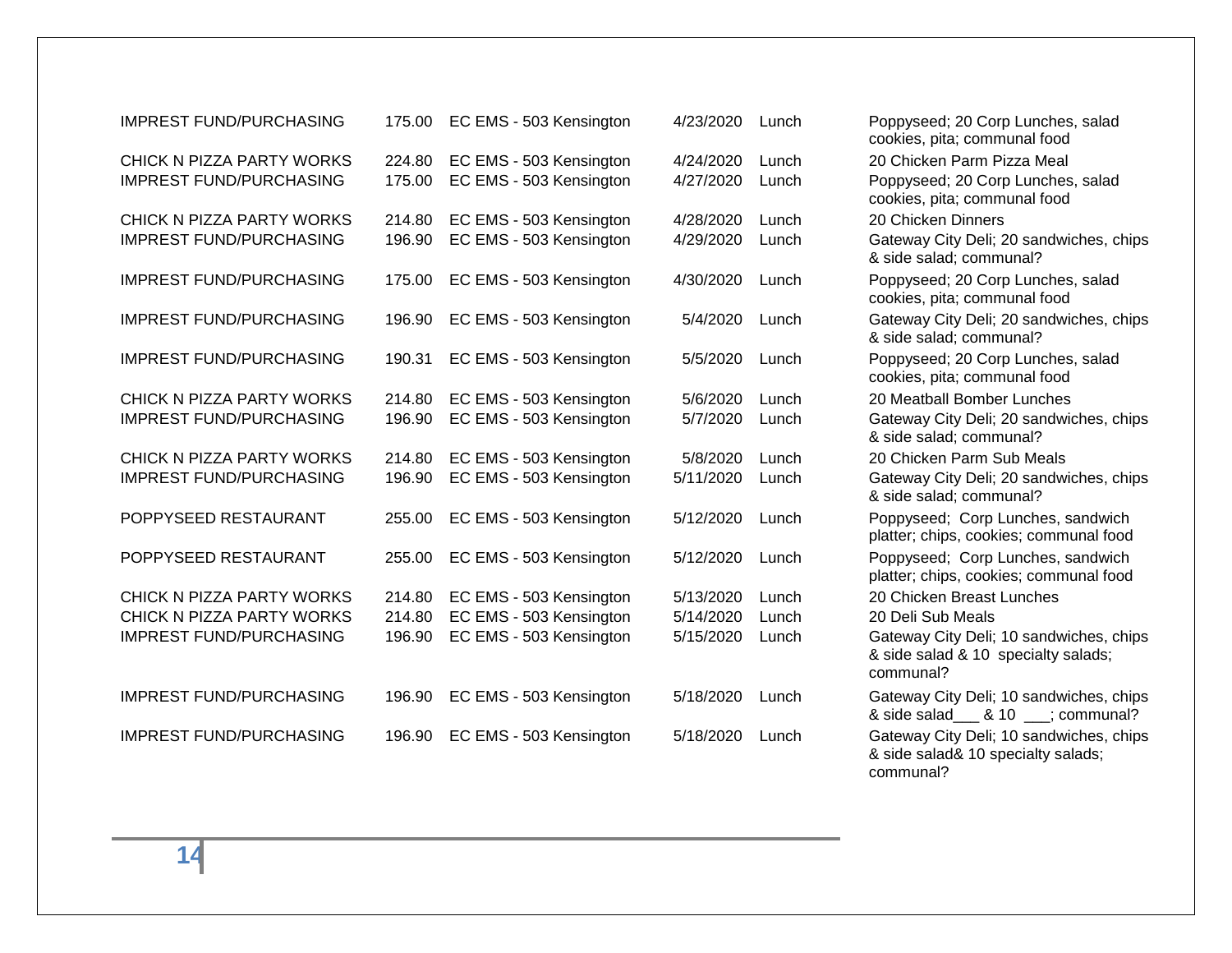| | | | | | |
|---|---|---|---|---|---|
| IMPREST FUND/PURCHASING | 175.00 | EC EMS - 503 Kensington | 4/23/2020 | Lunch | Poppyseed; 20 Corp Lunches, salad cookies, pita; communal food |
| CHICK N PIZZA PARTY WORKS | 224.80 | EC EMS - 503 Kensington | 4/24/2020 | Lunch | 20 Chicken Parm Pizza Meal |
| IMPREST FUND/PURCHASING | 175.00 | EC EMS - 503 Kensington | 4/27/2020 | Lunch | Poppyseed; 20 Corp Lunches, salad cookies, pita; communal food |
| CHICK N PIZZA PARTY WORKS | 214.80 | EC EMS - 503 Kensington | 4/28/2020 | Lunch | 20 Chicken Dinners |
| IMPREST FUND/PURCHASING | 196.90 | EC EMS - 503 Kensington | 4/29/2020 | Lunch | Gateway City Deli; 20 sandwiches, chips & side salad; communal? |
| IMPREST FUND/PURCHASING | 175.00 | EC EMS - 503 Kensington | 4/30/2020 | Lunch | Poppyseed; 20 Corp Lunches, salad cookies, pita; communal food |
| IMPREST FUND/PURCHASING | 196.90 | EC EMS - 503 Kensington | 5/4/2020 | Lunch | Gateway City Deli; 20 sandwiches, chips & side salad; communal? |
| IMPREST FUND/PURCHASING | 190.31 | EC EMS - 503 Kensington | 5/5/2020 | Lunch | Poppyseed; 20 Corp Lunches, salad cookies, pita; communal food |
| CHICK N PIZZA PARTY WORKS | 214.80 | EC EMS - 503 Kensington | 5/6/2020 | Lunch | 20 Meatball Bomber Lunches |
| IMPREST FUND/PURCHASING | 196.90 | EC EMS - 503 Kensington | 5/7/2020 | Lunch | Gateway City Deli; 20 sandwiches, chips & side salad; communal? |
| CHICK N PIZZA PARTY WORKS | 214.80 | EC EMS - 503 Kensington | 5/8/2020 | Lunch | 20 Chicken Parm Sub Meals |
| IMPREST FUND/PURCHASING | 196.90 | EC EMS - 503 Kensington | 5/11/2020 | Lunch | Gateway City Deli; 20 sandwiches, chips & side salad; communal? |
| POPPYSEED RESTAURANT | 255.00 | EC EMS - 503 Kensington | 5/12/2020 | Lunch | Poppyseed; Corp Lunches, sandwich platter; chips, cookies; communal food |
| POPPYSEED RESTAURANT | 255.00 | EC EMS - 503 Kensington | 5/12/2020 | Lunch | Poppyseed; Corp Lunches, sandwich platter; chips, cookies; communal food |
| CHICK N PIZZA PARTY WORKS | 214.80 | EC EMS - 503 Kensington | 5/13/2020 | Lunch | 20 Chicken Breast Lunches |
| CHICK N PIZZA PARTY WORKS | 214.80 | EC EMS - 503 Kensington | 5/14/2020 | Lunch | 20 Deli Sub Meals |
| IMPREST FUND/PURCHASING | 196.90 | EC EMS - 503 Kensington | 5/15/2020 | Lunch | Gateway City Deli; 10 sandwiches, chips & side salad & 10 specialty salads; communal? |
| IMPREST FUND/PURCHASING | 196.90 | EC EMS - 503 Kensington | 5/18/2020 | Lunch | Gateway City Deli; 10 sandwiches, chips & side salad___ & 10 ___; communal? |
| IMPREST FUND/PURCHASING | 196.90 | EC EMS - 503 Kensington | 5/18/2020 | Lunch | Gateway City Deli; 10 sandwiches, chips & side salad& 10 specialty salads; communal? |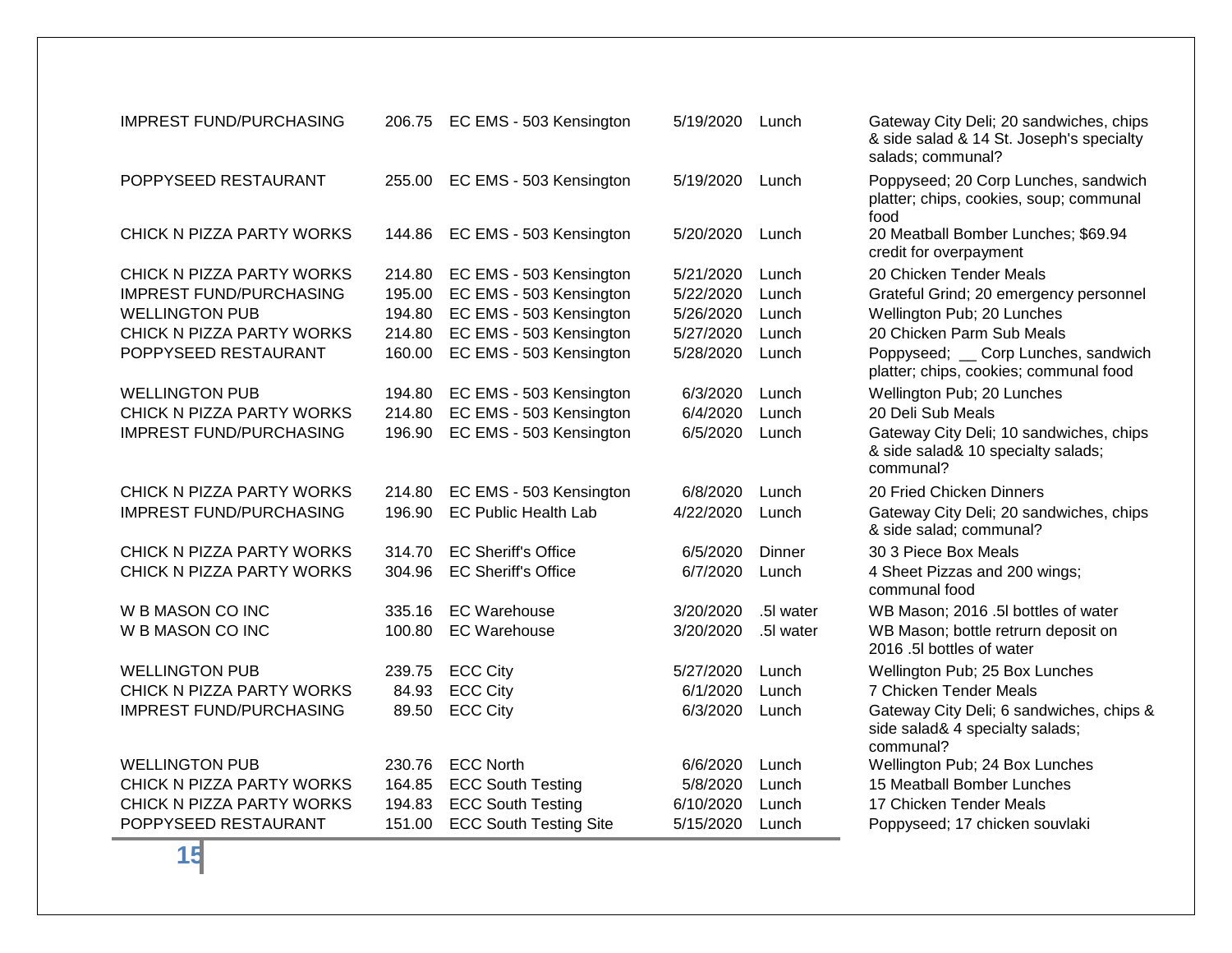| | | | | | |
|---|---|---|---|---|---|
| IMPREST FUND/PURCHASING | 206.75 | EC EMS - 503 Kensington | 5/19/2020 | Lunch | Gateway City Deli; 20 sandwiches, chips & side salad & 14 St. Joseph's specialty salads; communal? |
| POPPYSEED RESTAURANT | 255.00 | EC EMS - 503 Kensington | 5/19/2020 | Lunch | Poppyseed; 20 Corp Lunches, sandwich platter; chips, cookies, soup; communal food |
| CHICK N PIZZA PARTY WORKS | 144.86 | EC EMS - 503 Kensington | 5/20/2020 | Lunch | 20 Meatball Bomber Lunches; $69.94 credit for overpayment |
| CHICK N PIZZA PARTY WORKS | 214.80 | EC EMS - 503 Kensington | 5/21/2020 | Lunch | 20 Chicken Tender Meals |
| IMPREST FUND/PURCHASING | 195.00 | EC EMS - 503 Kensington | 5/22/2020 | Lunch | Grateful Grind; 20 emergency personnel |
| WELLINGTON PUB | 194.80 | EC EMS - 503 Kensington | 5/26/2020 | Lunch | Wellington Pub; 20 Lunches |
| CHICK N PIZZA PARTY WORKS | 214.80 | EC EMS - 503 Kensington | 5/27/2020 | Lunch | 20 Chicken Parm Sub Meals |
| POPPYSEED RESTAURANT | 160.00 | EC EMS - 503 Kensington | 5/28/2020 | Lunch | Poppyseed; __ Corp Lunches, sandwich platter; chips, cookies; communal food |
| WELLINGTON PUB | 194.80 | EC EMS - 503 Kensington | 6/3/2020 | Lunch | Wellington Pub; 20 Lunches |
| CHICK N PIZZA PARTY WORKS | 214.80 | EC EMS - 503 Kensington | 6/4/2020 | Lunch | 20 Deli Sub Meals |
| IMPREST FUND/PURCHASING | 196.90 | EC EMS - 503 Kensington | 6/5/2020 | Lunch | Gateway City Deli; 10 sandwiches, chips & side salad& 10 specialty salads; communal? |
| CHICK N PIZZA PARTY WORKS | 214.80 | EC EMS - 503 Kensington | 6/8/2020 | Lunch | 20 Fried Chicken Dinners |
| IMPREST FUND/PURCHASING | 196.90 | EC Public Health Lab | 4/22/2020 | Lunch | Gateway City Deli; 20 sandwiches, chips & side salad; communal? |
| CHICK N PIZZA PARTY WORKS | 314.70 | EC Sheriff's Office | 6/5/2020 | Dinner | 30 3 Piece Box Meals |
| CHICK N PIZZA PARTY WORKS | 304.96 | EC Sheriff's Office | 6/7/2020 | Lunch | 4 Sheet Pizzas and 200 wings; communal food |
| W B MASON CO INC | 335.16 | EC Warehouse | 3/20/2020 | .5l water | WB Mason; 2016 .5l bottles of water |
| W B MASON CO INC | 100.80 | EC Warehouse | 3/20/2020 | .5l water | WB Mason; bottle retrurn deposit on 2016 .5l bottles of water |
| WELLINGTON PUB | 239.75 | ECC City | 5/27/2020 | Lunch | Wellington Pub; 25 Box Lunches |
| CHICK N PIZZA PARTY WORKS | 84.93 | ECC City | 6/1/2020 | Lunch | 7 Chicken Tender Meals |
| IMPREST FUND/PURCHASING | 89.50 | ECC City | 6/3/2020 | Lunch | Gateway City Deli; 6 sandwiches, chips & side salad& 4 specialty salads; communal? |
| WELLINGTON PUB | 230.76 | ECC North | 6/6/2020 | Lunch | Wellington Pub; 24 Box Lunches |
| CHICK N PIZZA PARTY WORKS | 164.85 | ECC South Testing | 5/8/2020 | Lunch | 15 Meatball Bomber Lunches |
| CHICK N PIZZA PARTY WORKS | 194.83 | ECC South Testing | 6/10/2020 | Lunch | 17 Chicken Tender Meals |
| POPPYSEED RESTAURANT | 151.00 | ECC South Testing Site | 5/15/2020 | Lunch | Poppyseed; 17 chicken souvlaki |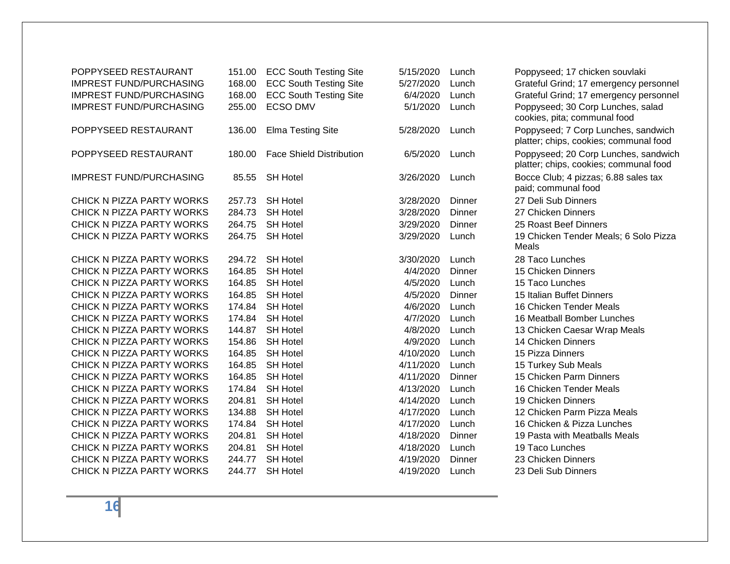| | | | | | |
|---|---|---|---|---|---|
| POPPYSEED RESTAURANT | 151.00 | ECC South Testing Site | 5/15/2020 | Lunch | Poppyseed; 17 chicken souvlaki |
| IMPREST FUND/PURCHASING | 168.00 | ECC South Testing Site | 5/27/2020 | Lunch | Grateful Grind; 17 emergency personnel |
| IMPREST FUND/PURCHASING | 168.00 | ECC South Testing Site | 6/4/2020 | Lunch | Grateful Grind; 17 emergency personnel |
| IMPREST FUND/PURCHASING | 255.00 | ECSO DMV | 5/1/2020 | Lunch | Poppyseed; 30 Corp Lunches, salad cookies, pita; communal food |
| POPPYSEED RESTAURANT | 136.00 | Elma Testing Site | 5/28/2020 | Lunch | Poppyseed; 7 Corp Lunches, sandwich platter; chips, cookies; communal food |
| POPPYSEED RESTAURANT | 180.00 | Face Shield Distribution | 6/5/2020 | Lunch | Poppyseed; 20 Corp Lunches, sandwich platter; chips, cookies; communal food |
| IMPREST FUND/PURCHASING | 85.55 | SH Hotel | 3/26/2020 | Lunch | Bocce Club; 4 pizzas; 6.88 sales tax paid; communal food |
| CHICK N PIZZA PARTY WORKS | 257.73 | SH Hotel | 3/28/2020 | Dinner | 27 Deli Sub Dinners |
| CHICK N PIZZA PARTY WORKS | 284.73 | SH Hotel | 3/28/2020 | Dinner | 27 Chicken Dinners |
| CHICK N PIZZA PARTY WORKS | 264.75 | SH Hotel | 3/29/2020 | Dinner | 25 Roast Beef Dinners |
| CHICK N PIZZA PARTY WORKS | 264.75 | SH Hotel | 3/29/2020 | Lunch | 19 Chicken Tender Meals; 6 Solo Pizza Meals |
| CHICK N PIZZA PARTY WORKS | 294.72 | SH Hotel | 3/30/2020 | Lunch | 28 Taco Lunches |
| CHICK N PIZZA PARTY WORKS | 164.85 | SH Hotel | 4/4/2020 | Dinner | 15 Chicken Dinners |
| CHICK N PIZZA PARTY WORKS | 164.85 | SH Hotel | 4/5/2020 | Lunch | 15 Taco Lunches |
| CHICK N PIZZA PARTY WORKS | 164.85 | SH Hotel | 4/5/2020 | Dinner | 15 Italian Buffet Dinners |
| CHICK N PIZZA PARTY WORKS | 174.84 | SH Hotel | 4/6/2020 | Lunch | 16 Chicken Tender Meals |
| CHICK N PIZZA PARTY WORKS | 174.84 | SH Hotel | 4/7/2020 | Lunch | 16 Meatball Bomber Lunches |
| CHICK N PIZZA PARTY WORKS | 144.87 | SH Hotel | 4/8/2020 | Lunch | 13 Chicken Caesar Wrap Meals |
| CHICK N PIZZA PARTY WORKS | 154.86 | SH Hotel | 4/9/2020 | Lunch | 14 Chicken Dinners |
| CHICK N PIZZA PARTY WORKS | 164.85 | SH Hotel | 4/10/2020 | Lunch | 15 Pizza Dinners |
| CHICK N PIZZA PARTY WORKS | 164.85 | SH Hotel | 4/11/2020 | Lunch | 15 Turkey Sub Meals |
| CHICK N PIZZA PARTY WORKS | 164.85 | SH Hotel | 4/11/2020 | Dinner | 15 Chicken Parm Dinners |
| CHICK N PIZZA PARTY WORKS | 174.84 | SH Hotel | 4/13/2020 | Lunch | 16 Chicken Tender Meals |
| CHICK N PIZZA PARTY WORKS | 204.81 | SH Hotel | 4/14/2020 | Lunch | 19 Chicken Dinners |
| CHICK N PIZZA PARTY WORKS | 134.88 | SH Hotel | 4/17/2020 | Lunch | 12 Chicken Parm Pizza Meals |
| CHICK N PIZZA PARTY WORKS | 174.84 | SH Hotel | 4/17/2020 | Lunch | 16 Chicken & Pizza Lunches |
| CHICK N PIZZA PARTY WORKS | 204.81 | SH Hotel | 4/18/2020 | Dinner | 19 Pasta with Meatballs Meals |
| CHICK N PIZZA PARTY WORKS | 204.81 | SH Hotel | 4/18/2020 | Lunch | 19 Taco Lunches |
| CHICK N PIZZA PARTY WORKS | 244.77 | SH Hotel | 4/19/2020 | Dinner | 23 Chicken Dinners |
| CHICK N PIZZA PARTY WORKS | 244.77 | SH Hotel | 4/19/2020 | Lunch | 23 Deli Sub Dinners |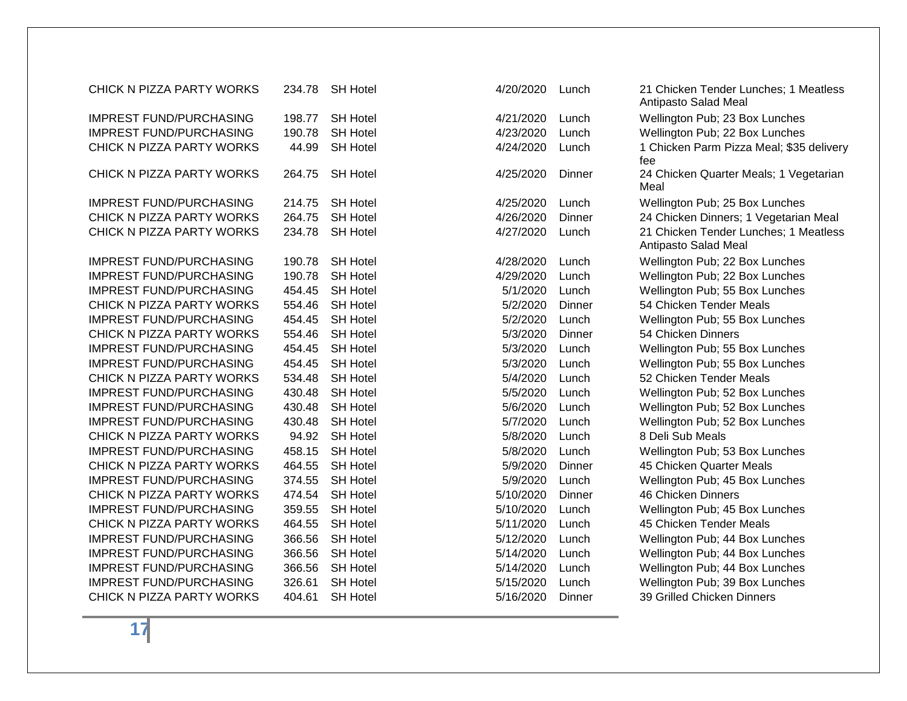| | | | | | |
|---|---|---|---|---|---|
| CHICK N PIZZA PARTY WORKS | 234.78 | SH Hotel | 4/20/2020 | Lunch | 21 Chicken Tender Lunches; 1 Meatless Antipasto Salad Meal |
| IMPREST FUND/PURCHASING | 198.77 | SH Hotel | 4/21/2020 | Lunch | Wellington Pub; 23 Box Lunches |
| IMPREST FUND/PURCHASING | 190.78 | SH Hotel | 4/23/2020 | Lunch | Wellington Pub; 22 Box Lunches |
| CHICK N PIZZA PARTY WORKS | 44.99 | SH Hotel | 4/24/2020 | Lunch | 1 Chicken Parm Pizza Meal; $35 delivery fee |
| CHICK N PIZZA PARTY WORKS | 264.75 | SH Hotel | 4/25/2020 | Dinner | 24 Chicken Quarter Meals; 1 Vegetarian Meal |
| IMPREST FUND/PURCHASING | 214.75 | SH Hotel | 4/25/2020 | Lunch | Wellington Pub; 25 Box Lunches |
| CHICK N PIZZA PARTY WORKS | 264.75 | SH Hotel | 4/26/2020 | Dinner | 24 Chicken Dinners; 1 Vegetarian Meal |
| CHICK N PIZZA PARTY WORKS | 234.78 | SH Hotel | 4/27/2020 | Lunch | 21 Chicken Tender Lunches; 1 Meatless Antipasto Salad Meal |
| IMPREST FUND/PURCHASING | 190.78 | SH Hotel | 4/28/2020 | Lunch | Wellington Pub; 22 Box Lunches |
| IMPREST FUND/PURCHASING | 190.78 | SH Hotel | 4/29/2020 | Lunch | Wellington Pub; 22 Box Lunches |
| IMPREST FUND/PURCHASING | 454.45 | SH Hotel | 5/1/2020 | Lunch | Wellington Pub; 55 Box Lunches |
| CHICK N PIZZA PARTY WORKS | 554.46 | SH Hotel | 5/2/2020 | Dinner | 54 Chicken Tender Meals |
| IMPREST FUND/PURCHASING | 454.45 | SH Hotel | 5/2/2020 | Lunch | Wellington Pub; 55 Box Lunches |
| CHICK N PIZZA PARTY WORKS | 554.46 | SH Hotel | 5/3/2020 | Dinner | 54 Chicken Dinners |
| IMPREST FUND/PURCHASING | 454.45 | SH Hotel | 5/3/2020 | Lunch | Wellington Pub; 55 Box Lunches |
| IMPREST FUND/PURCHASING | 454.45 | SH Hotel | 5/3/2020 | Lunch | Wellington Pub; 55 Box Lunches |
| CHICK N PIZZA PARTY WORKS | 534.48 | SH Hotel | 5/4/2020 | Lunch | 52 Chicken Tender Meals |
| IMPREST FUND/PURCHASING | 430.48 | SH Hotel | 5/5/2020 | Lunch | Wellington Pub; 52 Box Lunches |
| IMPREST FUND/PURCHASING | 430.48 | SH Hotel | 5/6/2020 | Lunch | Wellington Pub; 52 Box Lunches |
| IMPREST FUND/PURCHASING | 430.48 | SH Hotel | 5/7/2020 | Lunch | Wellington Pub; 52 Box Lunches |
| CHICK N PIZZA PARTY WORKS | 94.92 | SH Hotel | 5/8/2020 | Lunch | 8 Deli Sub Meals |
| IMPREST FUND/PURCHASING | 458.15 | SH Hotel | 5/8/2020 | Lunch | Wellington Pub; 53 Box Lunches |
| CHICK N PIZZA PARTY WORKS | 464.55 | SH Hotel | 5/9/2020 | Dinner | 45 Chicken Quarter Meals |
| IMPREST FUND/PURCHASING | 374.55 | SH Hotel | 5/9/2020 | Lunch | Wellington Pub; 45 Box Lunches |
| CHICK N PIZZA PARTY WORKS | 474.54 | SH Hotel | 5/10/2020 | Dinner | 46 Chicken Dinners |
| IMPREST FUND/PURCHASING | 359.55 | SH Hotel | 5/10/2020 | Lunch | Wellington Pub; 45 Box Lunches |
| CHICK N PIZZA PARTY WORKS | 464.55 | SH Hotel | 5/11/2020 | Lunch | 45 Chicken Tender Meals |
| IMPREST FUND/PURCHASING | 366.56 | SH Hotel | 5/12/2020 | Lunch | Wellington Pub; 44 Box Lunches |
| IMPREST FUND/PURCHASING | 366.56 | SH Hotel | 5/14/2020 | Lunch | Wellington Pub; 44 Box Lunches |
| IMPREST FUND/PURCHASING | 366.56 | SH Hotel | 5/14/2020 | Lunch | Wellington Pub; 44 Box Lunches |
| IMPREST FUND/PURCHASING | 326.61 | SH Hotel | 5/15/2020 | Lunch | Wellington Pub; 39 Box Lunches |
| CHICK N PIZZA PARTY WORKS | 404.61 | SH Hotel | 5/16/2020 | Dinner | 39 Grilled Chicken Dinners |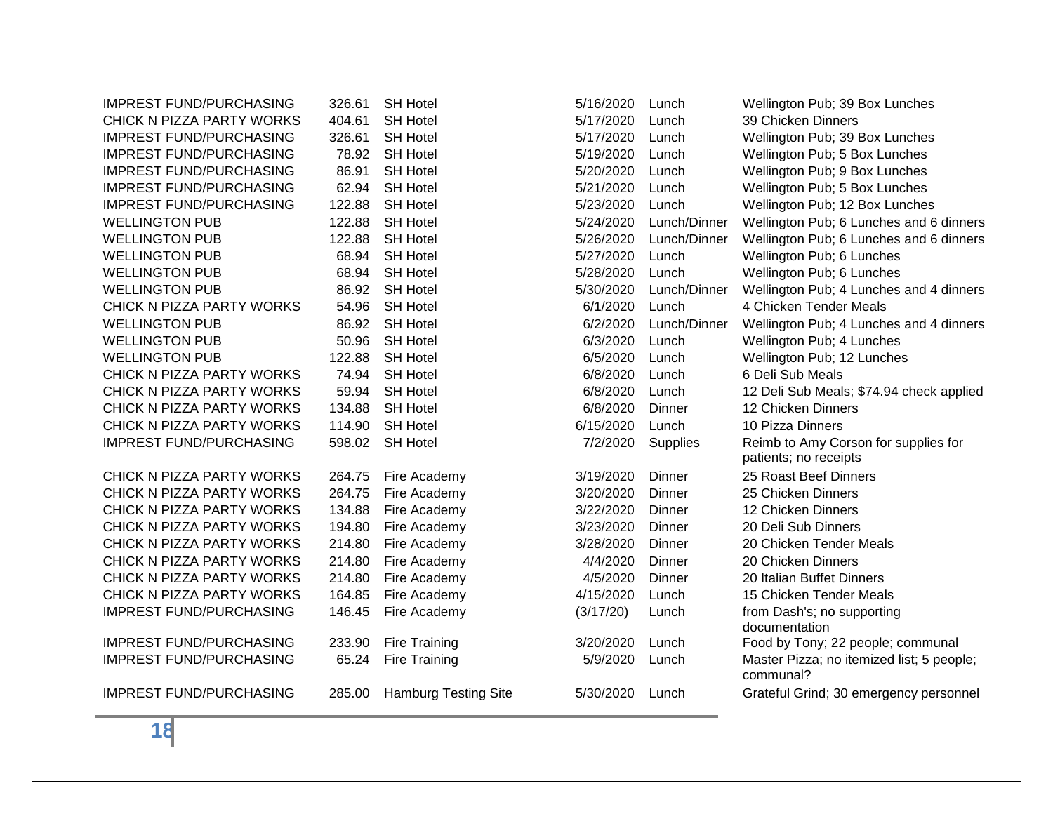| | | | | | |
|---|---|---|---|---|---|
| IMPREST FUND/PURCHASING | 326.61 | SH Hotel | 5/16/2020 | Lunch | Wellington Pub; 39 Box Lunches |
| CHICK N PIZZA PARTY WORKS | 404.61 | SH Hotel | 5/17/2020 | Lunch | 39 Chicken Dinners |
| IMPREST FUND/PURCHASING | 326.61 | SH Hotel | 5/17/2020 | Lunch | Wellington Pub; 39 Box Lunches |
| IMPREST FUND/PURCHASING | 78.92 | SH Hotel | 5/19/2020 | Lunch | Wellington Pub; 5 Box Lunches |
| IMPREST FUND/PURCHASING | 86.91 | SH Hotel | 5/20/2020 | Lunch | Wellington Pub; 9 Box Lunches |
| IMPREST FUND/PURCHASING | 62.94 | SH Hotel | 5/21/2020 | Lunch | Wellington Pub; 5 Box Lunches |
| IMPREST FUND/PURCHASING | 122.88 | SH Hotel | 5/23/2020 | Lunch | Wellington Pub; 12 Box Lunches |
| WELLINGTON PUB | 122.88 | SH Hotel | 5/24/2020 | Lunch/Dinner | Wellington Pub; 6 Lunches and 6 dinners |
| WELLINGTON PUB | 122.88 | SH Hotel | 5/26/2020 | Lunch/Dinner | Wellington Pub; 6 Lunches and 6 dinners |
| WELLINGTON PUB | 68.94 | SH Hotel | 5/27/2020 | Lunch | Wellington Pub; 6 Lunches |
| WELLINGTON PUB | 68.94 | SH Hotel | 5/28/2020 | Lunch | Wellington Pub; 6 Lunches |
| WELLINGTON PUB | 86.92 | SH Hotel | 5/30/2020 | Lunch/Dinner | Wellington Pub; 4 Lunches and 4 dinners |
| CHICK N PIZZA PARTY WORKS | 54.96 | SH Hotel | 6/1/2020 | Lunch | 4 Chicken Tender Meals |
| WELLINGTON PUB | 86.92 | SH Hotel | 6/2/2020 | Lunch/Dinner | Wellington Pub; 4 Lunches and 4 dinners |
| WELLINGTON PUB | 50.96 | SH Hotel | 6/3/2020 | Lunch | Wellington Pub; 4 Lunches |
| WELLINGTON PUB | 122.88 | SH Hotel | 6/5/2020 | Lunch | Wellington Pub; 12 Lunches |
| CHICK N PIZZA PARTY WORKS | 74.94 | SH Hotel | 6/8/2020 | Lunch | 6 Deli Sub Meals |
| CHICK N PIZZA PARTY WORKS | 59.94 | SH Hotel | 6/8/2020 | Lunch | 12 Deli Sub Meals; $74.94 check applied |
| CHICK N PIZZA PARTY WORKS | 134.88 | SH Hotel | 6/8/2020 | Dinner | 12 Chicken Dinners |
| CHICK N PIZZA PARTY WORKS | 114.90 | SH Hotel | 6/15/2020 | Lunch | 10 Pizza Dinners |
| IMPREST FUND/PURCHASING | 598.02 | SH Hotel | 7/2/2020 | Supplies | Reimb to Amy Corson for supplies for patients; no receipts |
| CHICK N PIZZA PARTY WORKS | 264.75 | Fire Academy | 3/19/2020 | Dinner | 25 Roast Beef Dinners |
| CHICK N PIZZA PARTY WORKS | 264.75 | Fire Academy | 3/20/2020 | Dinner | 25 Chicken Dinners |
| CHICK N PIZZA PARTY WORKS | 134.88 | Fire Academy | 3/22/2020 | Dinner | 12 Chicken Dinners |
| CHICK N PIZZA PARTY WORKS | 194.80 | Fire Academy | 3/23/2020 | Dinner | 20 Deli Sub Dinners |
| CHICK N PIZZA PARTY WORKS | 214.80 | Fire Academy | 3/28/2020 | Dinner | 20 Chicken Tender Meals |
| CHICK N PIZZA PARTY WORKS | 214.80 | Fire Academy | 4/4/2020 | Dinner | 20 Chicken Dinners |
| CHICK N PIZZA PARTY WORKS | 214.80 | Fire Academy | 4/5/2020 | Dinner | 20 Italian Buffet Dinners |
| CHICK N PIZZA PARTY WORKS | 164.85 | Fire Academy | 4/15/2020 | Lunch | 15 Chicken Tender Meals |
| IMPREST FUND/PURCHASING | 146.45 | Fire Academy | (3/17/20) | Lunch | from Dash's; no supporting documentation |
| IMPREST FUND/PURCHASING | 233.90 | Fire Training | 3/20/2020 | Lunch | Food by Tony; 22 people; communal |
| IMPREST FUND/PURCHASING | 65.24 | Fire Training | 5/9/2020 | Lunch | Master Pizza; no itemized list; 5 people; communal? |
| IMPREST FUND/PURCHASING | 285.00 | Hamburg Testing Site | 5/30/2020 | Lunch | Grateful Grind; 30 emergency personnel |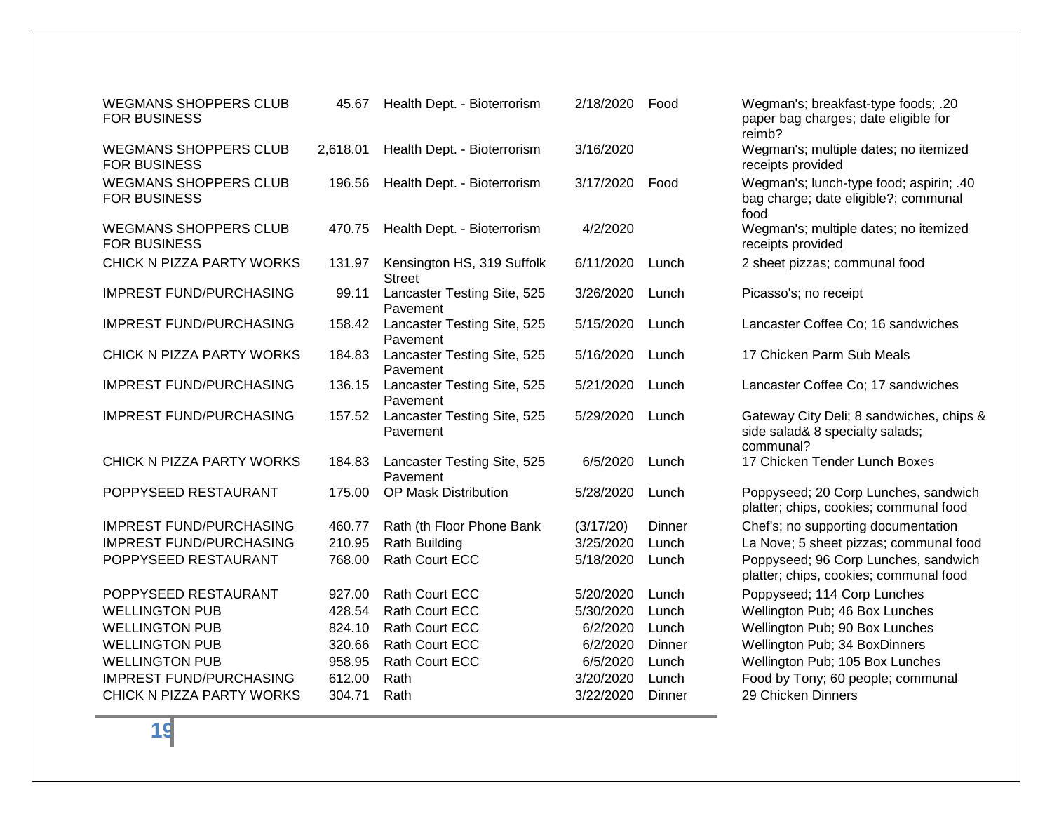| | | | | | |
|---|---|---|---|---|---|
| WEGMANS SHOPPERS CLUB FOR BUSINESS | 45.67 | Health Dept. - Bioterrorism | 2/18/2020 | Food | Wegman's; breakfast-type foods; .20 paper bag charges; date eligible for reimb? |
| WEGMANS SHOPPERS CLUB FOR BUSINESS | 2,618.01 | Health Dept. - Bioterrorism | 3/16/2020 | | Wegman's; multiple dates; no itemized receipts provided |
| WEGMANS SHOPPERS CLUB FOR BUSINESS | 196.56 | Health Dept. - Bioterrorism | 3/17/2020 | Food | Wegman's; lunch-type food; aspirin; .40 bag charge; date eligible?; communal food |
| WEGMANS SHOPPERS CLUB FOR BUSINESS | 470.75 | Health Dept. - Bioterrorism | 4/2/2020 | | Wegman's; multiple dates; no itemized receipts provided |
| CHICK N PIZZA PARTY WORKS | 131.97 | Kensington HS, 319 Suffolk Street | 6/11/2020 | Lunch | 2 sheet pizzas; communal food |
| IMPREST FUND/PURCHASING | 99.11 | Lancaster Testing Site, 525 Pavement | 3/26/2020 | Lunch | Picasso's; no receipt |
| IMPREST FUND/PURCHASING | 158.42 | Lancaster Testing Site, 525 Pavement | 5/15/2020 | Lunch | Lancaster Coffee Co; 16 sandwiches |
| CHICK N PIZZA PARTY WORKS | 184.83 | Lancaster Testing Site, 525 Pavement | 5/16/2020 | Lunch | 17 Chicken Parm Sub Meals |
| IMPREST FUND/PURCHASING | 136.15 | Lancaster Testing Site, 525 Pavement | 5/21/2020 | Lunch | Lancaster Coffee Co; 17 sandwiches |
| IMPREST FUND/PURCHASING | 157.52 | Lancaster Testing Site, 525 Pavement | 5/29/2020 | Lunch | Gateway City Deli; 8 sandwiches, chips & side salad& 8 specialty salads; communal? |
| CHICK N PIZZA PARTY WORKS | 184.83 | Lancaster Testing Site, 525 Pavement | 6/5/2020 | Lunch | 17 Chicken Tender Lunch Boxes |
| POPPYSEED RESTAURANT | 175.00 | OP Mask Distribution | 5/28/2020 | Lunch | Poppyseed; 20 Corp Lunches, sandwich platter; chips, cookies; communal food |
| IMPREST FUND/PURCHASING | 460.77 | Rath (th Floor Phone Bank | (3/17/20) | Dinner | Chef's; no supporting documentation |
| IMPREST FUND/PURCHASING | 210.95 | Rath Building | 3/25/2020 | Lunch | La Nove; 5 sheet pizzas; communal food |
| POPPYSEED RESTAURANT | 768.00 | Rath Court ECC | 5/18/2020 | Lunch | Poppyseed; 96 Corp Lunches, sandwich platter; chips, cookies; communal food |
| POPPYSEED RESTAURANT | 927.00 | Rath Court ECC | 5/20/2020 | Lunch | Poppyseed; 114 Corp Lunches |
| WELLINGTON PUB | 428.54 | Rath Court ECC | 5/30/2020 | Lunch | Wellington Pub; 46 Box Lunches |
| WELLINGTON PUB | 824.10 | Rath Court ECC | 6/2/2020 | Lunch | Wellington Pub; 90 Box Lunches |
| WELLINGTON PUB | 320.66 | Rath Court ECC | 6/2/2020 | Dinner | Wellington Pub; 34 BoxDinners |
| WELLINGTON PUB | 958.95 | Rath Court ECC | 6/5/2020 | Lunch | Wellington Pub; 105 Box Lunches |
| IMPREST FUND/PURCHASING | 612.00 | Rath | 3/20/2020 | Lunch | Food by Tony; 60 people; communal |
| CHICK N PIZZA PARTY WORKS | 304.71 | Rath | 3/22/2020 | Dinner | 29 Chicken Dinners |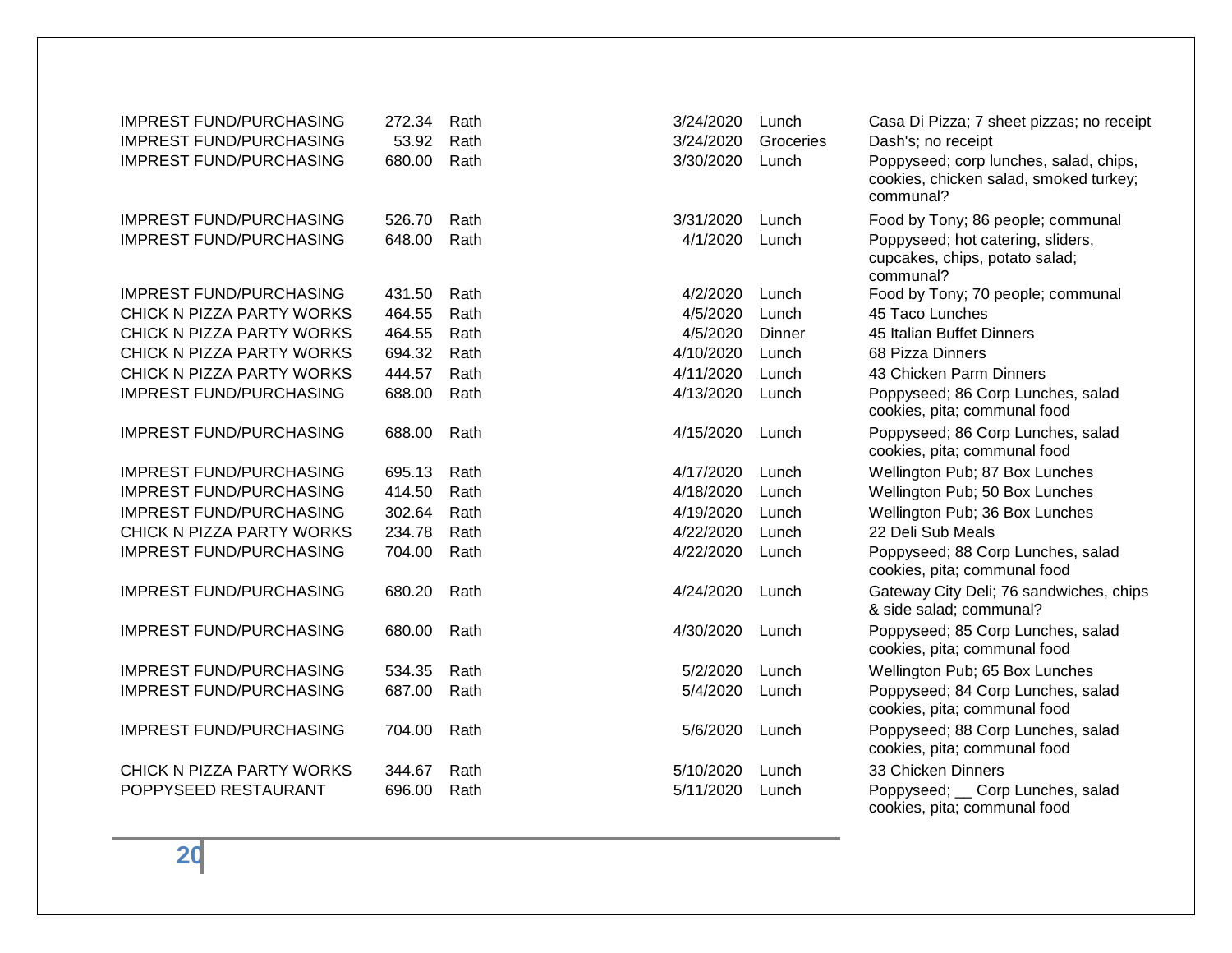| | | | | | |
|---|---|---|---|---|---|
| IMPREST FUND/PURCHASING | 272.34 | Rath | 3/24/2020 | Lunch | Casa Di Pizza; 7 sheet pizzas; no receipt |
| IMPREST FUND/PURCHASING | 53.92 | Rath | 3/24/2020 | Groceries | Dash's; no receipt |
| IMPREST FUND/PURCHASING | 680.00 | Rath | 3/30/2020 | Lunch | Poppyseed; corp lunches, salad, chips, cookies, chicken salad, smoked turkey; communal? |
| IMPREST FUND/PURCHASING | 526.70 | Rath | 3/31/2020 | Lunch | Food by Tony; 86 people; communal |
| IMPREST FUND/PURCHASING | 648.00 | Rath | 4/1/2020 | Lunch | Poppyseed; hot catering, sliders, cupcakes, chips, potato salad; communal? |
| IMPREST FUND/PURCHASING | 431.50 | Rath | 4/2/2020 | Lunch | Food by Tony; 70 people; communal |
| CHICK N PIZZA PARTY WORKS | 464.55 | Rath | 4/5/2020 | Lunch | 45 Taco Lunches |
| CHICK N PIZZA PARTY WORKS | 464.55 | Rath | 4/5/2020 | Dinner | 45 Italian Buffet Dinners |
| CHICK N PIZZA PARTY WORKS | 694.32 | Rath | 4/10/2020 | Lunch | 68 Pizza Dinners |
| CHICK N PIZZA PARTY WORKS | 444.57 | Rath | 4/11/2020 | Lunch | 43 Chicken Parm Dinners |
| IMPREST FUND/PURCHASING | 688.00 | Rath | 4/13/2020 | Lunch | Poppyseed; 86 Corp Lunches, salad cookies, pita; communal food |
| IMPREST FUND/PURCHASING | 688.00 | Rath | 4/15/2020 | Lunch | Poppyseed; 86 Corp Lunches, salad cookies, pita; communal food |
| IMPREST FUND/PURCHASING | 695.13 | Rath | 4/17/2020 | Lunch | Wellington Pub; 87 Box Lunches |
| IMPREST FUND/PURCHASING | 414.50 | Rath | 4/18/2020 | Lunch | Wellington Pub; 50 Box Lunches |
| IMPREST FUND/PURCHASING | 302.64 | Rath | 4/19/2020 | Lunch | Wellington Pub; 36 Box Lunches |
| CHICK N PIZZA PARTY WORKS | 234.78 | Rath | 4/22/2020 | Lunch | 22 Deli Sub Meals |
| IMPREST FUND/PURCHASING | 704.00 | Rath | 4/22/2020 | Lunch | Poppyseed; 88 Corp Lunches, salad cookies, pita; communal food |
| IMPREST FUND/PURCHASING | 680.20 | Rath | 4/24/2020 | Lunch | Gateway City Deli; 76 sandwiches, chips & side salad; communal? |
| IMPREST FUND/PURCHASING | 680.00 | Rath | 4/30/2020 | Lunch | Poppyseed; 85 Corp Lunches, salad cookies, pita; communal food |
| IMPREST FUND/PURCHASING | 534.35 | Rath | 5/2/2020 | Lunch | Wellington Pub; 65 Box Lunches |
| IMPREST FUND/PURCHASING | 687.00 | Rath | 5/4/2020 | Lunch | Poppyseed; 84 Corp Lunches, salad cookies, pita; communal food |
| IMPREST FUND/PURCHASING | 704.00 | Rath | 5/6/2020 | Lunch | Poppyseed; 88 Corp Lunches, salad cookies, pita; communal food |
| CHICK N PIZZA PARTY WORKS | 344.67 | Rath | 5/10/2020 | Lunch | 33 Chicken Dinners |
| POPPYSEED RESTAURANT | 696.00 | Rath | 5/11/2020 | Lunch | Poppyseed; __ Corp Lunches, salad cookies, pita; communal food |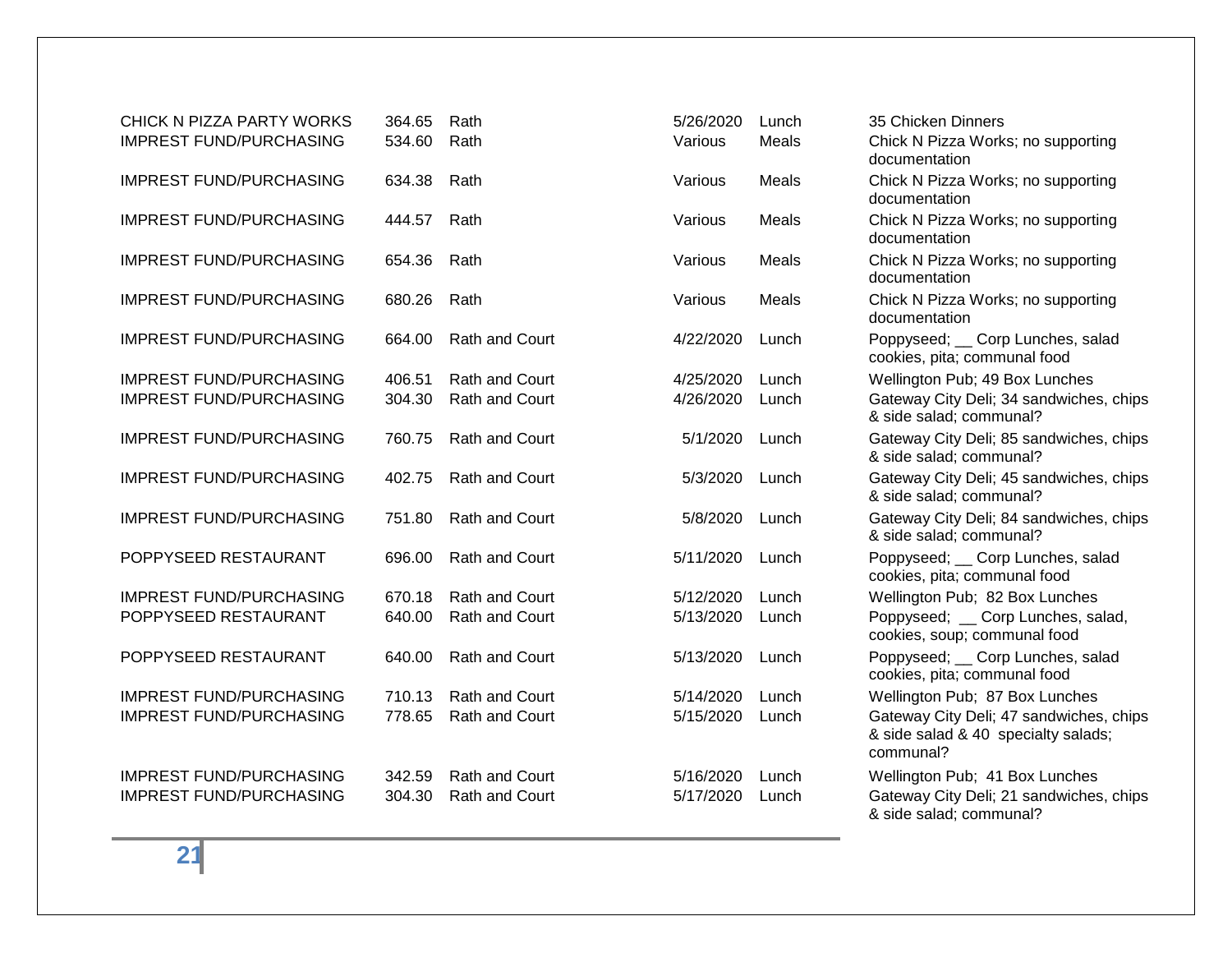| | | | | | |
|---|---|---|---|---|---|
| CHICK N PIZZA PARTY WORKS | 364.65 | Rath | 5/26/2020 | Lunch | 35 Chicken Dinners |
| IMPREST FUND/PURCHASING | 534.60 | Rath | Various | Meals | Chick N Pizza Works; no supporting documentation |
| IMPREST FUND/PURCHASING | 634.38 | Rath | Various | Meals | Chick N Pizza Works; no supporting documentation |
| IMPREST FUND/PURCHASING | 444.57 | Rath | Various | Meals | Chick N Pizza Works; no supporting documentation |
| IMPREST FUND/PURCHASING | 654.36 | Rath | Various | Meals | Chick N Pizza Works; no supporting documentation |
| IMPREST FUND/PURCHASING | 680.26 | Rath | Various | Meals | Chick N Pizza Works; no supporting documentation |
| IMPREST FUND/PURCHASING | 664.00 | Rath and Court | 4/22/2020 | Lunch | Poppyseed; __ Corp Lunches, salad cookies, pita; communal food |
| IMPREST FUND/PURCHASING | 406.51 | Rath and Court | 4/25/2020 | Lunch | Wellington Pub; 49 Box Lunches |
| IMPREST FUND/PURCHASING | 304.30 | Rath and Court | 4/26/2020 | Lunch | Gateway City Deli; 34 sandwiches, chips & side salad; communal? |
| IMPREST FUND/PURCHASING | 760.75 | Rath and Court | 5/1/2020 | Lunch | Gateway City Deli; 85 sandwiches, chips & side salad; communal? |
| IMPREST FUND/PURCHASING | 402.75 | Rath and Court | 5/3/2020 | Lunch | Gateway City Deli; 45 sandwiches, chips & side salad; communal? |
| IMPREST FUND/PURCHASING | 751.80 | Rath and Court | 5/8/2020 | Lunch | Gateway City Deli; 84 sandwiches, chips & side salad; communal? |
| POPPYSEED RESTAURANT | 696.00 | Rath and Court | 5/11/2020 | Lunch | Poppyseed; __ Corp Lunches, salad cookies, pita; communal food |
| IMPREST FUND/PURCHASING | 670.18 | Rath and Court | 5/12/2020 | Lunch | Wellington Pub; 82 Box Lunches |
| POPPYSEED RESTAURANT | 640.00 | Rath and Court | 5/13/2020 | Lunch | Poppyseed; __ Corp Lunches, salad, cookies, soup; communal food |
| POPPYSEED RESTAURANT | 640.00 | Rath and Court | 5/13/2020 | Lunch | Poppyseed; __ Corp Lunches, salad cookies, pita; communal food |
| IMPREST FUND/PURCHASING | 710.13 | Rath and Court | 5/14/2020 | Lunch | Wellington Pub; 87 Box Lunches |
| IMPREST FUND/PURCHASING | 778.65 | Rath and Court | 5/15/2020 | Lunch | Gateway City Deli; 47 sandwiches, chips & side salad & 40 specialty salads; communal? |
| IMPREST FUND/PURCHASING | 342.59 | Rath and Court | 5/16/2020 | Lunch | Wellington Pub; 41 Box Lunches |
| IMPREST FUND/PURCHASING | 304.30 | Rath and Court | 5/17/2020 | Lunch | Gateway City Deli; 21 sandwiches, chips & side salad; communal? |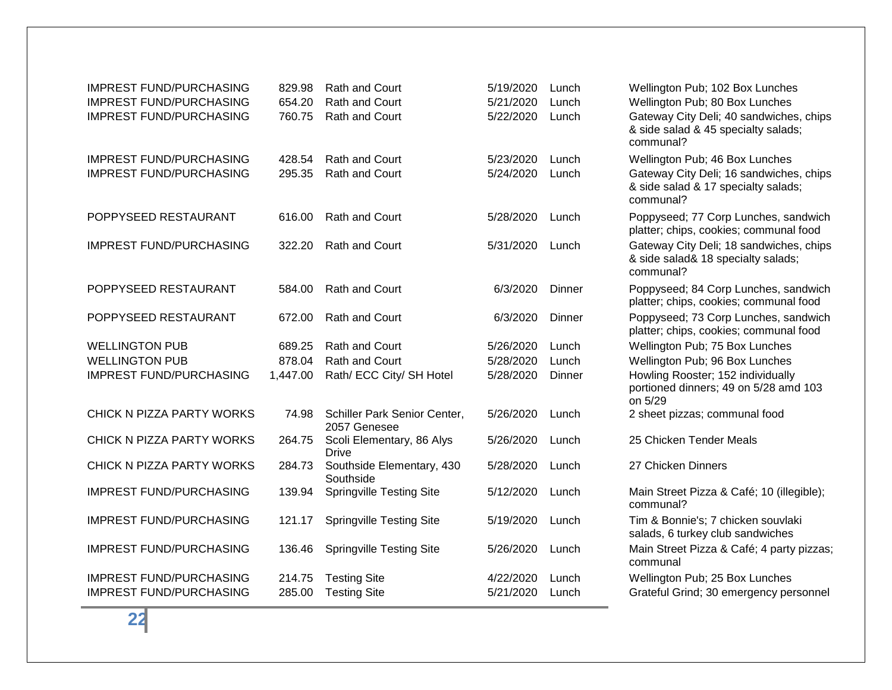| | | | | | |
|---|---|---|---|---|---|
| IMPREST FUND/PURCHASING | 829.98 | Rath and Court | 5/19/2020 | Lunch | Wellington Pub; 102 Box Lunches |
| IMPREST FUND/PURCHASING | 654.20 | Rath and Court | 5/21/2020 | Lunch | Wellington Pub; 80 Box Lunches |
| IMPREST FUND/PURCHASING | 760.75 | Rath and Court | 5/22/2020 | Lunch | Gateway City Deli; 40 sandwiches, chips & side salad & 45 specialty salads; communal? |
| IMPREST FUND/PURCHASING | 428.54 | Rath and Court | 5/23/2020 | Lunch | Wellington Pub; 46 Box Lunches |
| IMPREST FUND/PURCHASING | 295.35 | Rath and Court | 5/24/2020 | Lunch | Gateway City Deli; 16 sandwiches, chips & side salad & 17 specialty salads; communal? |
| POPPYSEED RESTAURANT | 616.00 | Rath and Court | 5/28/2020 | Lunch | Poppyseed; 77 Corp Lunches, sandwich platter; chips, cookies; communal food |
| IMPREST FUND/PURCHASING | 322.20 | Rath and Court | 5/31/2020 | Lunch | Gateway City Deli; 18 sandwiches, chips & side salad& 18 specialty salads; communal? |
| POPPYSEED RESTAURANT | 584.00 | Rath and Court | 6/3/2020 | Dinner | Poppyseed; 84 Corp Lunches, sandwich platter; chips, cookies; communal food |
| POPPYSEED RESTAURANT | 672.00 | Rath and Court | 6/3/2020 | Dinner | Poppyseed; 73 Corp Lunches, sandwich platter; chips, cookies; communal food |
| WELLINGTON PUB | 689.25 | Rath and Court | 5/26/2020 | Lunch | Wellington Pub; 75 Box Lunches |
| WELLINGTON PUB | 878.04 | Rath and Court | 5/28/2020 | Lunch | Wellington Pub; 96 Box Lunches |
| IMPREST FUND/PURCHASING | 1,447.00 | Rath/ ECC City/ SH Hotel | 5/28/2020 | Dinner | Howling Rooster; 152 individually portioned dinners; 49 on 5/28 amd 103 on 5/29 |
| CHICK N PIZZA PARTY WORKS | 74.98 | Schiller Park Senior Center, 2057 Genesee | 5/26/2020 | Lunch | 2 sheet pizzas; communal food |
| CHICK N PIZZA PARTY WORKS | 264.75 | Scoli Elementary, 86 Alys Drive | 5/26/2020 | Lunch | 25 Chicken Tender Meals |
| CHICK N PIZZA PARTY WORKS | 284.73 | Southside Elementary, 430 Southside | 5/28/2020 | Lunch | 27 Chicken Dinners |
| IMPREST FUND/PURCHASING | 139.94 | Springville Testing Site | 5/12/2020 | Lunch | Main Street Pizza & Café; 10 (illegible); communal? |
| IMPREST FUND/PURCHASING | 121.17 | Springville Testing Site | 5/19/2020 | Lunch | Tim & Bonnie's; 7 chicken souvlaki salads, 6 turkey club sandwiches |
| IMPREST FUND/PURCHASING | 136.46 | Springville Testing Site | 5/26/2020 | Lunch | Main Street Pizza & Café; 4 party pizzas; communal |
| IMPREST FUND/PURCHASING | 214.75 | Testing Site | 4/22/2020 | Lunch | Wellington Pub; 25 Box Lunches |
| IMPREST FUND/PURCHASING | 285.00 | Testing Site | 5/21/2020 | Lunch | Grateful Grind; 30 emergency personnel |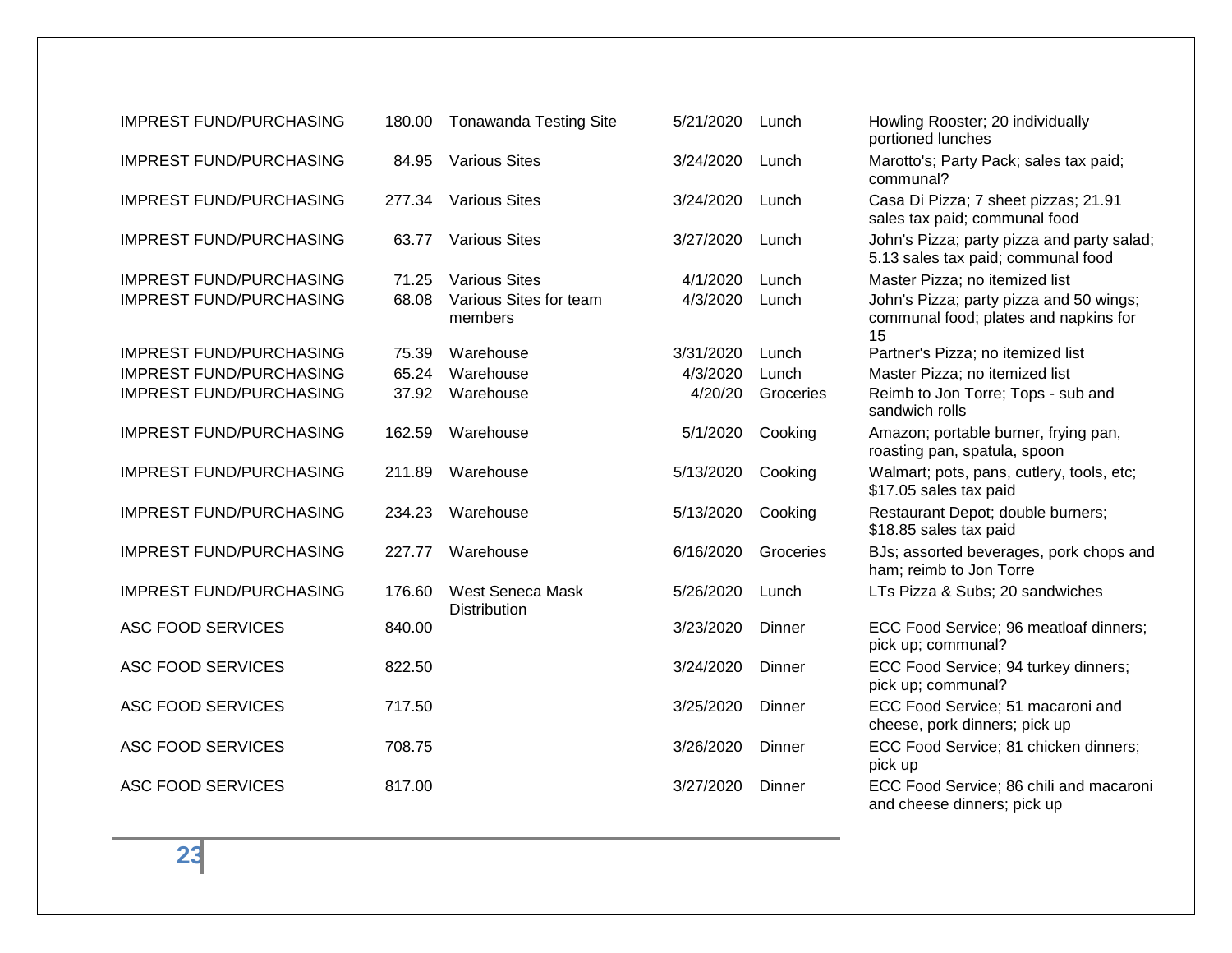| | | | | | |
|---|---|---|---|---|---|
| IMPREST FUND/PURCHASING | 180.00 | Tonawanda Testing Site | 5/21/2020 | Lunch | Howling Rooster; 20 individually portioned lunches |
| IMPREST FUND/PURCHASING | 84.95 | Various Sites | 3/24/2020 | Lunch | Marotto's; Party Pack; sales tax paid; communal? |
| IMPREST FUND/PURCHASING | 277.34 | Various Sites | 3/24/2020 | Lunch | Casa Di Pizza; 7 sheet pizzas; 21.91 sales tax paid; communal food |
| IMPREST FUND/PURCHASING | 63.77 | Various Sites | 3/27/2020 | Lunch | John's Pizza; party pizza and party salad; 5.13 sales tax paid; communal food |
| IMPREST FUND/PURCHASING | 71.25 | Various Sites | 4/1/2020 | Lunch | Master Pizza; no itemized list |
| IMPREST FUND/PURCHASING | 68.08 | Various Sites for team members | 4/3/2020 | Lunch | John's Pizza; party pizza and 50 wings; communal food; plates and napkins for 15 |
| IMPREST FUND/PURCHASING | 75.39 | Warehouse | 3/31/2020 | Lunch | Partner's Pizza; no itemized list |
| IMPREST FUND/PURCHASING | 65.24 | Warehouse | 4/3/2020 | Lunch | Master Pizza; no itemized list |
| IMPREST FUND/PURCHASING | 37.92 | Warehouse | 4/20/20 | Groceries | Reimb to Jon Torre; Tops - sub and sandwich rolls |
| IMPREST FUND/PURCHASING | 162.59 | Warehouse | 5/1/2020 | Cooking | Amazon; portable burner, frying pan, roasting pan, spatula, spoon |
| IMPREST FUND/PURCHASING | 211.89 | Warehouse | 5/13/2020 | Cooking | Walmart; pots, pans, cutlery, tools, etc; $17.05 sales tax paid |
| IMPREST FUND/PURCHASING | 234.23 | Warehouse | 5/13/2020 | Cooking | Restaurant Depot; double burners; $18.85 sales tax paid |
| IMPREST FUND/PURCHASING | 227.77 | Warehouse | 6/16/2020 | Groceries | BJs; assorted beverages, pork chops and ham; reimb to Jon Torre |
| IMPREST FUND/PURCHASING | 176.60 | West Seneca Mask Distribution | 5/26/2020 | Lunch | LTs Pizza & Subs; 20 sandwiches |
| ASC FOOD SERVICES | 840.00 | | 3/23/2020 | Dinner | ECC Food Service; 96 meatloaf dinners; pick up; communal? |
| ASC FOOD SERVICES | 822.50 | | 3/24/2020 | Dinner | ECC Food Service; 94 turkey dinners; pick up; communal? |
| ASC FOOD SERVICES | 717.50 | | 3/25/2020 | Dinner | ECC Food Service; 51 macaroni and cheese, pork dinners; pick up |
| ASC FOOD SERVICES | 708.75 | | 3/26/2020 | Dinner | ECC Food Service; 81 chicken dinners; pick up |
| ASC FOOD SERVICES | 817.00 | | 3/27/2020 | Dinner | ECC Food Service; 86 chili and macaroni and cheese dinners; pick up |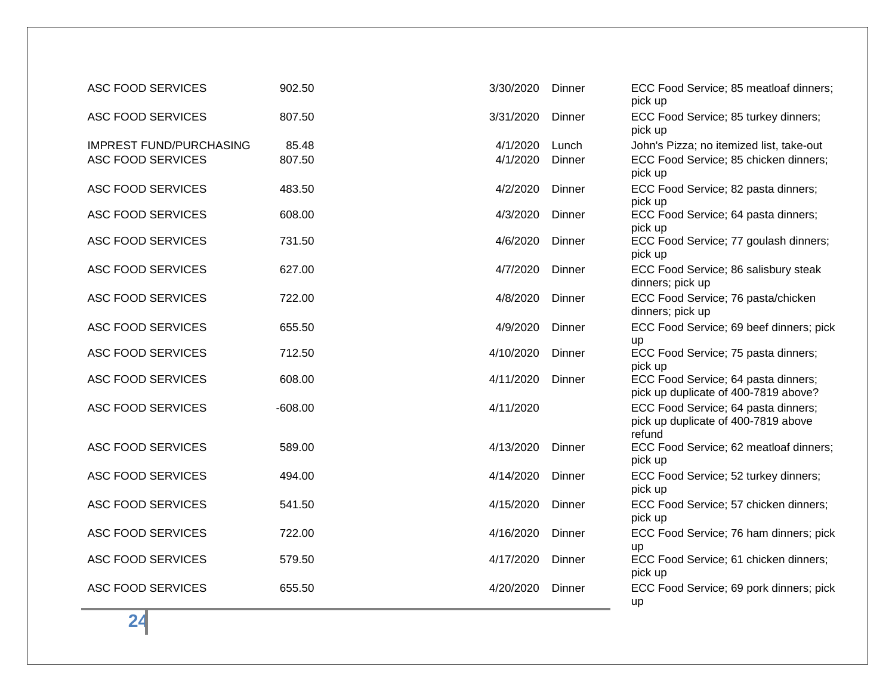| | | | | | |
|---|---|---|---|---|---|
| ASC FOOD SERVICES | 902.50 | | 3/30/2020 | Dinner | ECC Food Service; 85 meatloaf dinners; pick up |
| ASC FOOD SERVICES | 807.50 | | 3/31/2020 | Dinner | ECC Food Service; 85 turkey dinners; pick up |
| IMPREST FUND/PURCHASING | 85.48 | | 4/1/2020 | Lunch | John's Pizza; no itemized list, take-out |
| ASC FOOD SERVICES | 807.50 | | 4/1/2020 | Dinner | ECC Food Service; 85 chicken dinners; pick up |
| ASC FOOD SERVICES | 483.50 | | 4/2/2020 | Dinner | ECC Food Service; 82 pasta dinners; pick up |
| ASC FOOD SERVICES | 608.00 | | 4/3/2020 | Dinner | ECC Food Service; 64 pasta dinners; pick up |
| ASC FOOD SERVICES | 731.50 | | 4/6/2020 | Dinner | ECC Food Service; 77 goulash dinners; pick up |
| ASC FOOD SERVICES | 627.00 | | 4/7/2020 | Dinner | ECC Food Service; 86 salisbury steak dinners; pick up |
| ASC FOOD SERVICES | 722.00 | | 4/8/2020 | Dinner | ECC Food Service; 76 pasta/chicken dinners; pick up |
| ASC FOOD SERVICES | 655.50 | | 4/9/2020 | Dinner | ECC Food Service; 69 beef dinners; pick up |
| ASC FOOD SERVICES | 712.50 | | 4/10/2020 | Dinner | ECC Food Service; 75 pasta dinners; pick up |
| ASC FOOD SERVICES | 608.00 | | 4/11/2020 | Dinner | ECC Food Service; 64 pasta dinners; pick up duplicate of 400-7819 above? |
| ASC FOOD SERVICES | -608.00 | | 4/11/2020 | | ECC Food Service; 64 pasta dinners; pick up duplicate of 400-7819 above refund |
| ASC FOOD SERVICES | 589.00 | | 4/13/2020 | Dinner | ECC Food Service; 62 meatloaf dinners; pick up |
| ASC FOOD SERVICES | 494.00 | | 4/14/2020 | Dinner | ECC Food Service; 52 turkey dinners; pick up |
| ASC FOOD SERVICES | 541.50 | | 4/15/2020 | Dinner | ECC Food Service; 57 chicken dinners; pick up |
| ASC FOOD SERVICES | 722.00 | | 4/16/2020 | Dinner | ECC Food Service; 76 ham dinners; pick up |
| ASC FOOD SERVICES | 579.50 | | 4/17/2020 | Dinner | ECC Food Service; 61 chicken dinners; pick up |
| ASC FOOD SERVICES | 655.50 | | 4/20/2020 | Dinner | ECC Food Service; 69 pork dinners; pick up |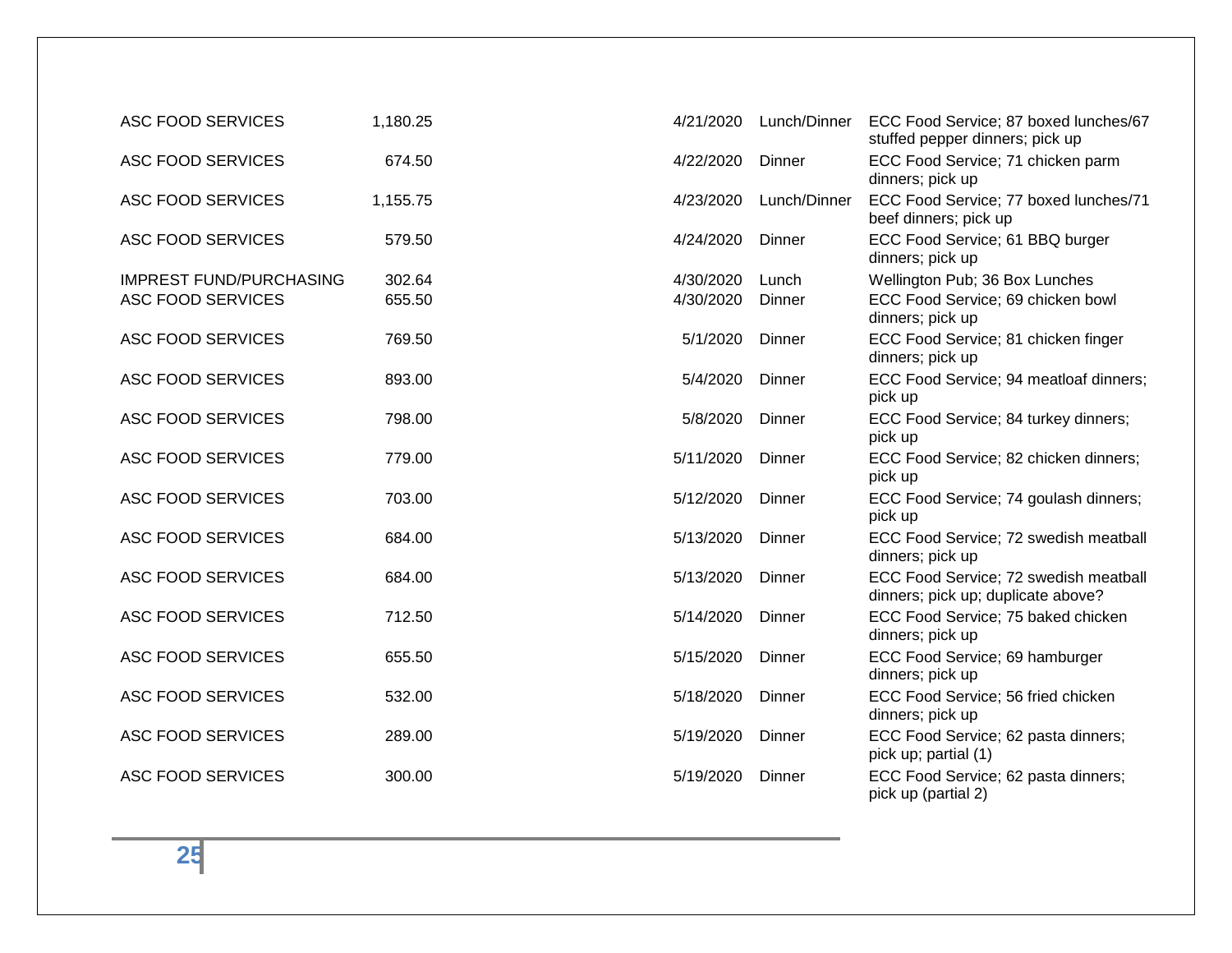| | | | | |
|---|---|---|---|---|
| ASC FOOD SERVICES | 1,180.25 | 4/21/2020 | Lunch/Dinner | ECC Food Service; 87 boxed lunches/67 stuffed pepper dinners; pick up |
| ASC FOOD SERVICES | 674.50 | 4/22/2020 | Dinner | ECC Food Service; 71 chicken parm dinners; pick up |
| ASC FOOD SERVICES | 1,155.75 | 4/23/2020 | Lunch/Dinner | ECC Food Service; 77 boxed lunches/71 beef dinners; pick up |
| ASC FOOD SERVICES | 579.50 | 4/24/2020 | Dinner | ECC Food Service; 61 BBQ burger dinners; pick up |
| IMPREST FUND/PURCHASING | 302.64 | 4/30/2020 | Lunch | Wellington Pub; 36 Box Lunches |
| ASC FOOD SERVICES | 655.50 | 4/30/2020 | Dinner | ECC Food Service; 69 chicken bowl dinners; pick up |
| ASC FOOD SERVICES | 769.50 | 5/1/2020 | Dinner | ECC Food Service; 81 chicken finger dinners; pick up |
| ASC FOOD SERVICES | 893.00 | 5/4/2020 | Dinner | ECC Food Service; 94 meatloaf dinners; pick up |
| ASC FOOD SERVICES | 798.00 | 5/8/2020 | Dinner | ECC Food Service; 84 turkey dinners; pick up |
| ASC FOOD SERVICES | 779.00 | 5/11/2020 | Dinner | ECC Food Service; 82 chicken dinners; pick up |
| ASC FOOD SERVICES | 703.00 | 5/12/2020 | Dinner | ECC Food Service; 74 goulash dinners; pick up |
| ASC FOOD SERVICES | 684.00 | 5/13/2020 | Dinner | ECC Food Service; 72 swedish meatball dinners; pick up |
| ASC FOOD SERVICES | 684.00 | 5/13/2020 | Dinner | ECC Food Service; 72 swedish meatball dinners; pick up; duplicate above? |
| ASC FOOD SERVICES | 712.50 | 5/14/2020 | Dinner | ECC Food Service; 75 baked chicken dinners; pick up |
| ASC FOOD SERVICES | 655.50 | 5/15/2020 | Dinner | ECC Food Service; 69 hamburger dinners; pick up |
| ASC FOOD SERVICES | 532.00 | 5/18/2020 | Dinner | ECC Food Service; 56 fried chicken dinners; pick up |
| ASC FOOD SERVICES | 289.00 | 5/19/2020 | Dinner | ECC Food Service; 62 pasta dinners; pick up; partial (1) |
| ASC FOOD SERVICES | 300.00 | 5/19/2020 | Dinner | ECC Food Service; 62 pasta dinners; pick up (partial 2) |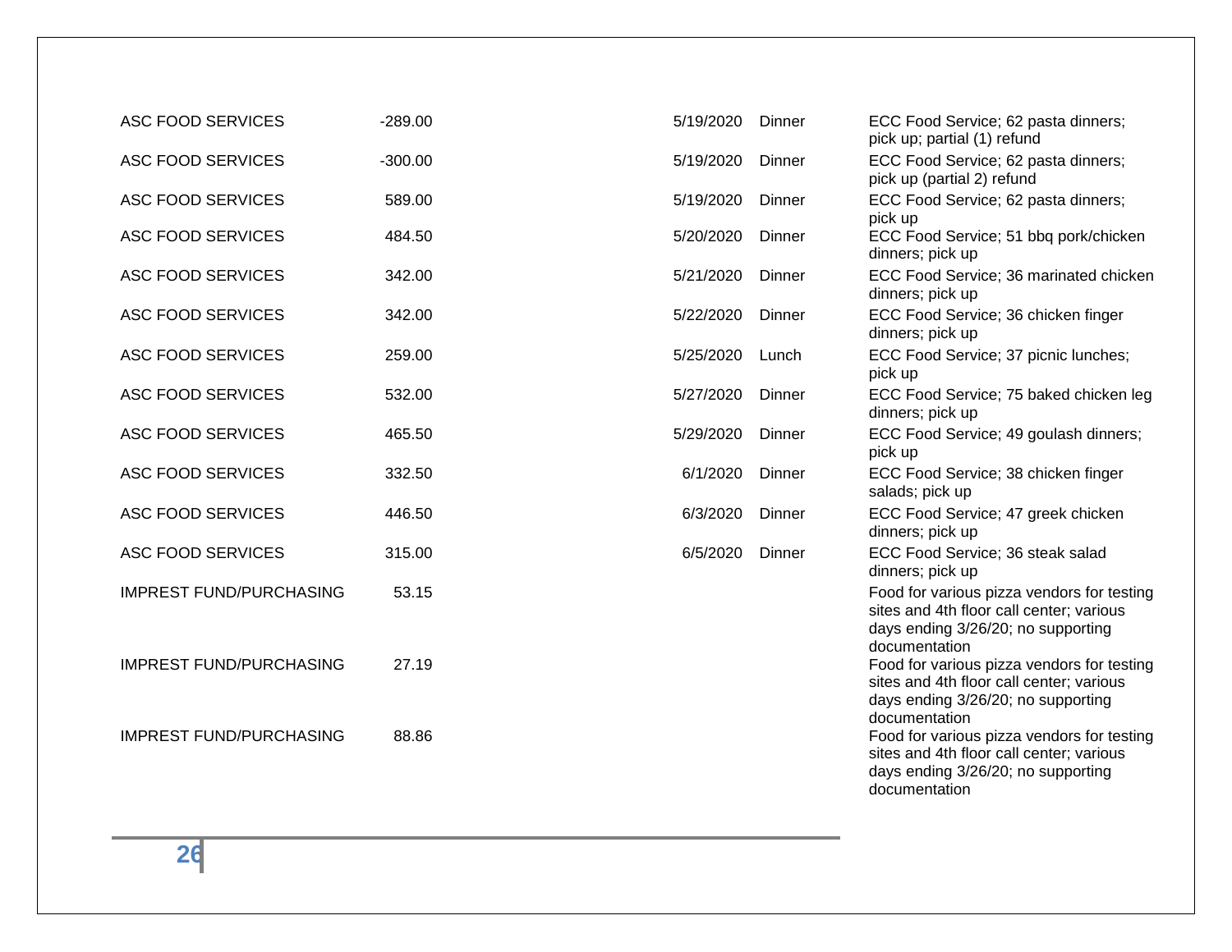| | | | | |
|---|---|---|---|---|
| ASC FOOD SERVICES | -289.00 | 5/19/2020 | Dinner | ECC Food Service; 62 pasta dinners; pick up; partial (1) refund |
| ASC FOOD SERVICES | -300.00 | 5/19/2020 | Dinner | ECC Food Service; 62 pasta dinners; pick up (partial 2) refund |
| ASC FOOD SERVICES | 589.00 | 5/19/2020 | Dinner | ECC Food Service; 62 pasta dinners; pick up |
| ASC FOOD SERVICES | 484.50 | 5/20/2020 | Dinner | ECC Food Service; 51 bbq pork/chicken dinners; pick up |
| ASC FOOD SERVICES | 342.00 | 5/21/2020 | Dinner | ECC Food Service; 36 marinated chicken dinners; pick up |
| ASC FOOD SERVICES | 342.00 | 5/22/2020 | Dinner | ECC Food Service; 36 chicken finger dinners; pick up |
| ASC FOOD SERVICES | 259.00 | 5/25/2020 | Lunch | ECC Food Service; 37 picnic lunches; pick up |
| ASC FOOD SERVICES | 532.00 | 5/27/2020 | Dinner | ECC Food Service; 75 baked chicken leg dinners; pick up |
| ASC FOOD SERVICES | 465.50 | 5/29/2020 | Dinner | ECC Food Service; 49 goulash dinners; pick up |
| ASC FOOD SERVICES | 332.50 | 6/1/2020 | Dinner | ECC Food Service; 38 chicken finger salads; pick up |
| ASC FOOD SERVICES | 446.50 | 6/3/2020 | Dinner | ECC Food Service; 47 greek chicken dinners; pick up |
| ASC FOOD SERVICES | 315.00 | 6/5/2020 | Dinner | ECC Food Service; 36 steak salad dinners; pick up |
| IMPREST FUND/PURCHASING | 53.15 | | | Food for various pizza vendors for testing sites and 4th floor call center; various days ending 3/26/20; no supporting documentation |
| IMPREST FUND/PURCHASING | 27.19 | | | Food for various pizza vendors for testing sites and 4th floor call center; various days ending 3/26/20; no supporting documentation |
| IMPREST FUND/PURCHASING | 88.86 | | | Food for various pizza vendors for testing sites and 4th floor call center; various days ending 3/26/20; no supporting documentation |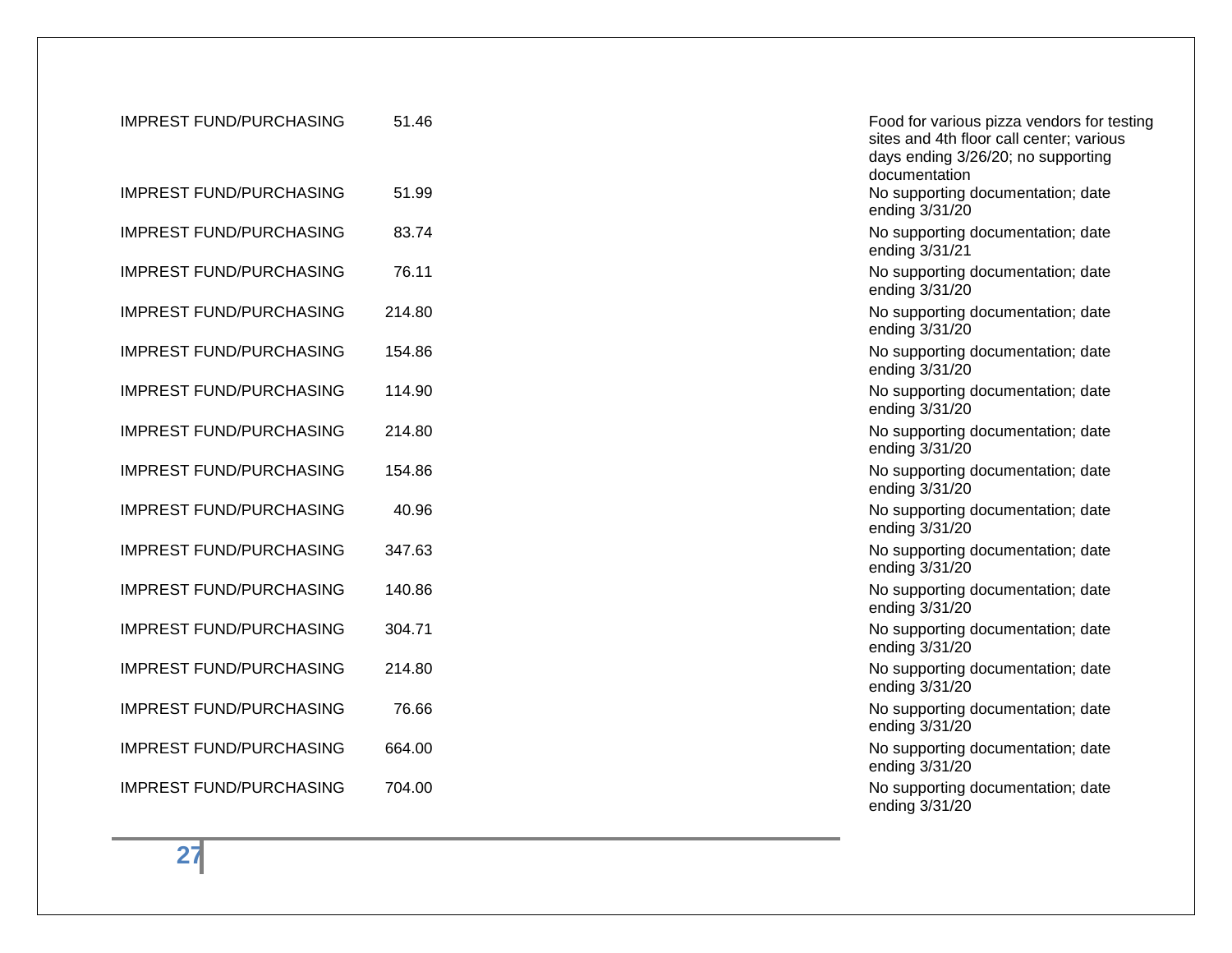| | | | |
|---|---|---|---|
| IMPREST FUND/PURCHASING | 51.46 | | Food for various pizza vendors for testing sites and 4th floor call center; various days ending 3/26/20; no supporting documentation |
| IMPREST FUND/PURCHASING | 51.99 | | No supporting documentation; date ending 3/31/20 |
| IMPREST FUND/PURCHASING | 83.74 | | No supporting documentation; date ending 3/31/21 |
| IMPREST FUND/PURCHASING | 76.11 | | No supporting documentation; date ending 3/31/20 |
| IMPREST FUND/PURCHASING | 214.80 | | No supporting documentation; date ending 3/31/20 |
| IMPREST FUND/PURCHASING | 154.86 | | No supporting documentation; date ending 3/31/20 |
| IMPREST FUND/PURCHASING | 114.90 | | No supporting documentation; date ending 3/31/20 |
| IMPREST FUND/PURCHASING | 214.80 | | No supporting documentation; date ending 3/31/20 |
| IMPREST FUND/PURCHASING | 154.86 | | No supporting documentation; date ending 3/31/20 |
| IMPREST FUND/PURCHASING | 40.96 | | No supporting documentation; date ending 3/31/20 |
| IMPREST FUND/PURCHASING | 347.63 | | No supporting documentation; date ending 3/31/20 |
| IMPREST FUND/PURCHASING | 140.86 | | No supporting documentation; date ending 3/31/20 |
| IMPREST FUND/PURCHASING | 304.71 | | No supporting documentation; date ending 3/31/20 |
| IMPREST FUND/PURCHASING | 214.80 | | No supporting documentation; date ending 3/31/20 |
| IMPREST FUND/PURCHASING | 76.66 | | No supporting documentation; date ending 3/31/20 |
| IMPREST FUND/PURCHASING | 664.00 | | No supporting documentation; date ending 3/31/20 |
| IMPREST FUND/PURCHASING | 704.00 | | No supporting documentation; date ending 3/31/20 |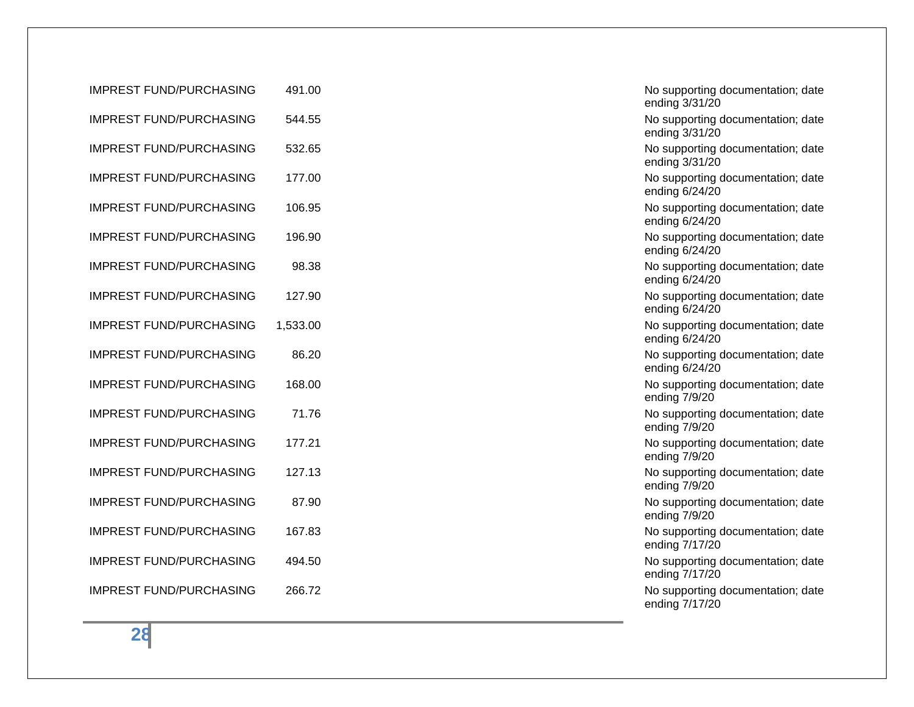| | | |
|---|---|---|
| IMPREST FUND/PURCHASING | 491.00 | No supporting documentation; date ending 3/31/20 |
| IMPREST FUND/PURCHASING | 544.55 | No supporting documentation; date ending 3/31/20 |
| IMPREST FUND/PURCHASING | 532.65 | No supporting documentation; date ending 3/31/20 |
| IMPREST FUND/PURCHASING | 177.00 | No supporting documentation; date ending 6/24/20 |
| IMPREST FUND/PURCHASING | 106.95 | No supporting documentation; date ending 6/24/20 |
| IMPREST FUND/PURCHASING | 196.90 | No supporting documentation; date ending 6/24/20 |
| IMPREST FUND/PURCHASING | 98.38 | No supporting documentation; date ending 6/24/20 |
| IMPREST FUND/PURCHASING | 127.90 | No supporting documentation; date ending 6/24/20 |
| IMPREST FUND/PURCHASING | 1,533.00 | No supporting documentation; date ending 6/24/20 |
| IMPREST FUND/PURCHASING | 86.20 | No supporting documentation; date ending 6/24/20 |
| IMPREST FUND/PURCHASING | 168.00 | No supporting documentation; date ending 7/9/20 |
| IMPREST FUND/PURCHASING | 71.76 | No supporting documentation; date ending 7/9/20 |
| IMPREST FUND/PURCHASING | 177.21 | No supporting documentation; date ending 7/9/20 |
| IMPREST FUND/PURCHASING | 127.13 | No supporting documentation; date ending 7/9/20 |
| IMPREST FUND/PURCHASING | 87.90 | No supporting documentation; date ending 7/9/20 |
| IMPREST FUND/PURCHASING | 167.83 | No supporting documentation; date ending 7/17/20 |
| IMPREST FUND/PURCHASING | 494.50 | No supporting documentation; date ending 7/17/20 |
| IMPREST FUND/PURCHASING | 266.72 | No supporting documentation; date ending 7/17/20 |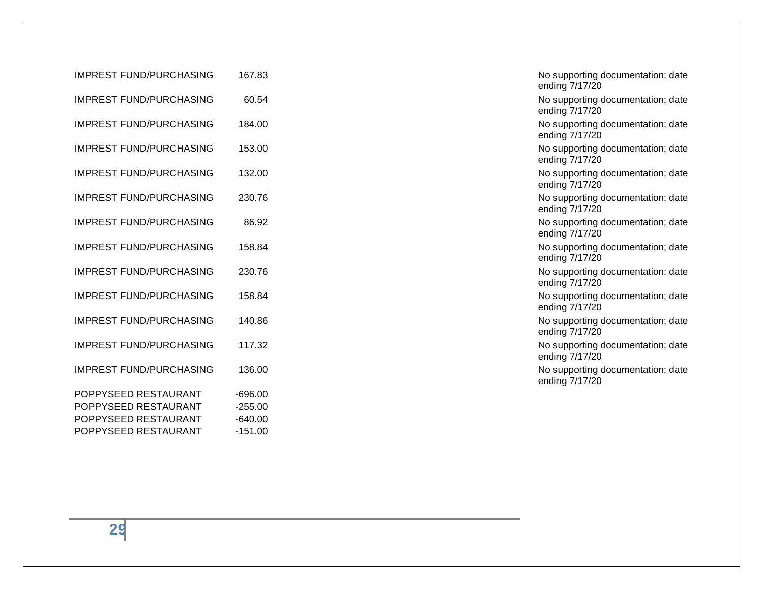| | | |
|---|---|---|
| IMPREST FUND/PURCHASING | 167.83 | No supporting documentation; date ending 7/17/20 |
| IMPREST FUND/PURCHASING | 60.54 | No supporting documentation; date ending 7/17/20 |
| IMPREST FUND/PURCHASING | 184.00 | No supporting documentation; date ending 7/17/20 |
| IMPREST FUND/PURCHASING | 153.00 | No supporting documentation; date ending 7/17/20 |
| IMPREST FUND/PURCHASING | 132.00 | No supporting documentation; date ending 7/17/20 |
| IMPREST FUND/PURCHASING | 230.76 | No supporting documentation; date ending 7/17/20 |
| IMPREST FUND/PURCHASING | 86.92 | No supporting documentation; date ending 7/17/20 |
| IMPREST FUND/PURCHASING | 158.84 | No supporting documentation; date ending 7/17/20 |
| IMPREST FUND/PURCHASING | 230.76 | No supporting documentation; date ending 7/17/20 |
| IMPREST FUND/PURCHASING | 158.84 | No supporting documentation; date ending 7/17/20 |
| IMPREST FUND/PURCHASING | 140.86 | No supporting documentation; date ending 7/17/20 |
| IMPREST FUND/PURCHASING | 117.32 | No supporting documentation; date ending 7/17/20 |
| IMPREST FUND/PURCHASING | 136.00 | No supporting documentation; date ending 7/17/20 |
| POPPYSEED RESTAURANT | -696.00 | |
| POPPYSEED RESTAURANT | -255.00 | |
| POPPYSEED RESTAURANT | -640.00 | |
| POPPYSEED RESTAURANT | -151.00 | |